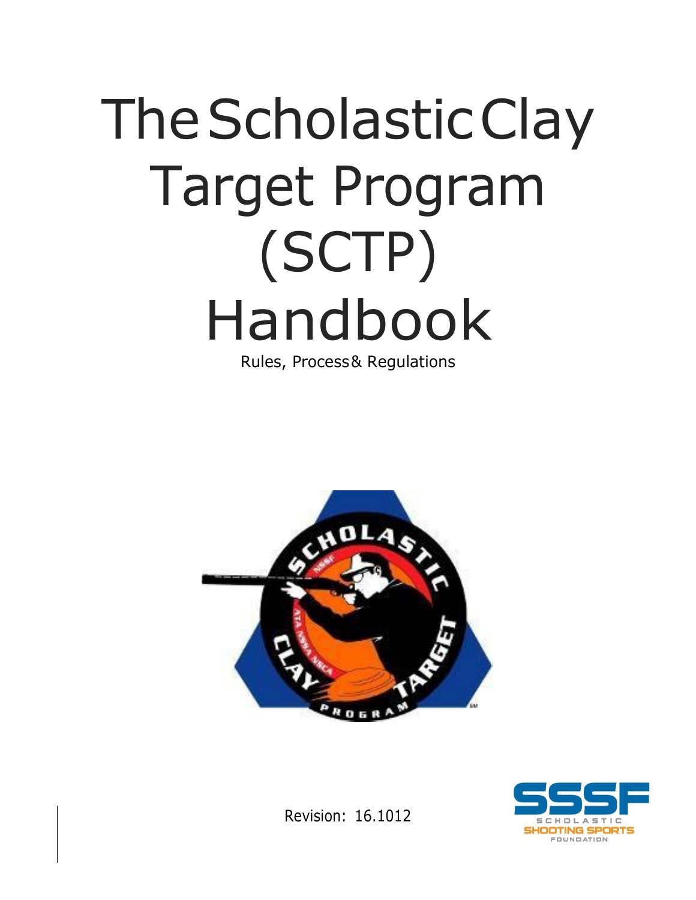# The Scholastic Clay Target Program (SCTP) Handbook

Rules, Process & Regulations

Revision: 16.1012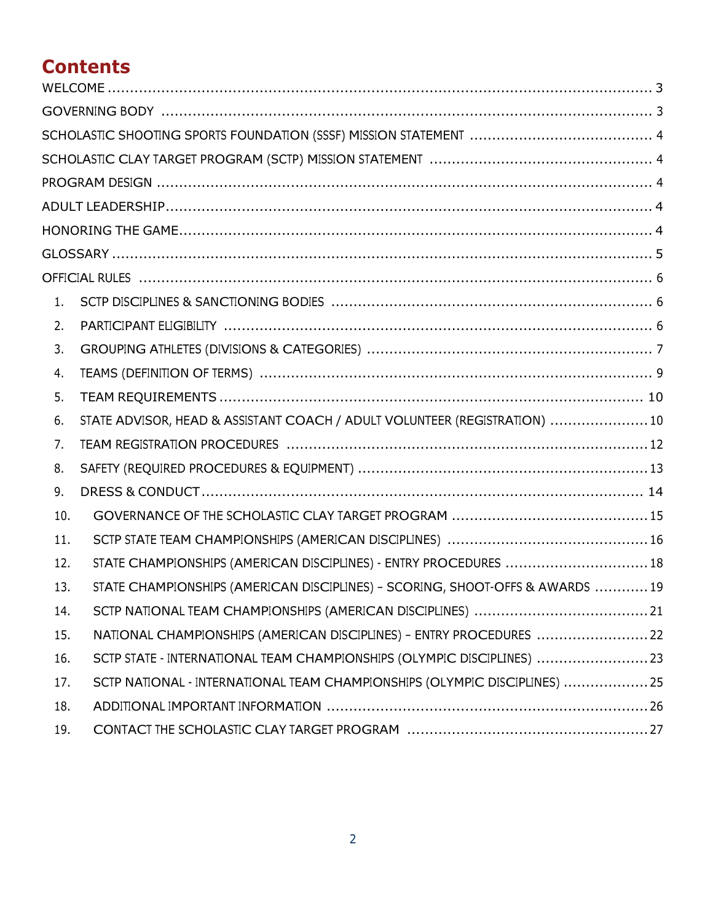# Contents

WELCOME ........................................................................................................................ 3

GOVERNING BODY ............................................................................................................ 3

SCHOLASTIC SHOOTING SPORTS FOUNDATION (SSSF) MISSION STATEMENT ........................................ 4

SCHOLASTIC CLAY TARGET PROGRAM (SCTP) MISSION STATEMENT ................................................. 4

PROGRAM DESIGN ............................................................................................................ 4

ADULT LEADERSHIP ........................................................................................................... 4

HONORING THE GAME ......................................................................................................... 4

GLOSSARY ..................................................................................................................... 5

OFFICIAL RULES .............................................................................................................. 6

1. SCTP DISCIPLINES & SANCTIONING BODIES ........................................................................ 6
2. PARTICIPANT ELIGIBILITY ............................................................................................. 6
3. GROUPING ATHLETES (DIVISIONS & CATEGORIES) ................................................................. 7
4. TEAMS (DEFINITION OF TERMS) ........................................................................................ 9
5. TEAM REQUIREMENTS ................................................................................................... 10
6. STATE ADVISOR, HEAD & ASSISTANT COACH / ADULT VOLUNTEER (REGISTRATION) ...................... 10
7. TEAM REGISTRATION PROCEDURES .................................................................................... 12
8. SAFETY (REQUIRED PROCEDURES & EQUIPMENT) ................................................................... 13
9. DRESS & CONDUCT ...................................................................................................... 14
10. GOVERNANCE OF THE SCHOLASTIC CLAY TARGET PROGRAM ........................................... 15
11. SCTP STATE TEAM CHAMPIONSHIPS (AMERICAN DISCIPLINES) ............................................ 16
12. STATE CHAMPIONSHIPS (AMERICAN DISCIPLINES) - ENTRY PROCEDURES ................................ 18
13. STATE CHAMPIONSHIPS (AMERICAN DISCIPLINES) – SCORING, SHOOT-OFFS & AWARDS ............ 19
14. SCTP NATIONAL TEAM CHAMPIONSHIPS (AMERICAN DISCIPLINES) ...................................... 21
15. NATIONAL CHAMPIONSHIPS (AMERICAN DISCIPLINES) – ENTRY PROCEDURES ........................ 22
16. SCTP STATE - INTERNATIONAL TEAM CHAMPIONSHIPS (OLYMPIC DISCIPLINES) ........................ 23
17. SCTP NATIONAL - INTERNATIONAL TEAM CHAMPIONSHIPS (OLYMPIC DISCIPLINES) ................... 25
18. ADDITIONAL IMPORTANT INFORMATION ........................................................................ 26
19. CONTACT THE SCHOLASTIC CLAY TARGET PROGRAM ..................................................... 27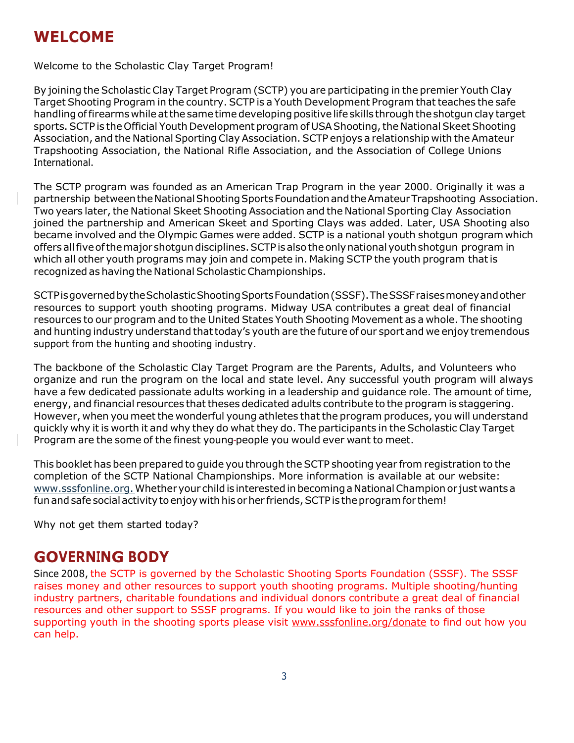# WELCOME

Welcome to the Scholastic Clay Target Program!

By joining the Scholastic Clay Target Program (SCTP) you are participating in the premier Youth Clay Target Shooting Program in the country. SCTP is a Youth Development Program that teaches the safe handling of firearms while at the same time developing positive life skills through the shotgun clay target sports. SCTP is the Official Youth Development program of USA Shooting, the National Skeet Shooting Association, and the National Sporting Clay Association. SCTP enjoys a relationship with the Amateur Trapshooting Association, the National Rifle Association, and the Association of College Unions International.

The SCTP program was founded as an American Trap Program in the year 2000. Originally it was a partnership between the National Shooting Sports Foundation and the Amateur Trapshooting Association. Two years later, the National Skeet Shooting Association and the National Sporting Clay Association joined the partnership and American Skeet and Sporting Clays was added. Later, USA Shooting also became involved and the Olympic Games were added. SCTP is a national youth shotgun program which offers all five of the major shotgun disciplines. SCTP is also the only national youth shotgun program in which all other youth programs may join and compete in. Making SCTP the youth program that is recognized as having the National Scholastic Championships.

SCTP is governed by the Scholastic Shooting Sports Foundation (SSSF). The SSSF raises money and other resources to support youth shooting programs. Midway USA contributes a great deal of financial resources to our program and to the United States Youth Shooting Movement as a whole. The shooting and hunting industry understand that today's youth are the future of our sport and we enjoy tremendous support from the hunting and shooting industry.

The backbone of the Scholastic Clay Target Program are the Parents, Adults, and Volunteers who organize and run the program on the local and state level. Any successful youth program will always have a few dedicated passionate adults working in a leadership and guidance role. The amount of time, energy, and financial resources that theses dedicated adults contribute to the program is staggering. However, when you meet the wonderful young athletes that the program produces, you will understand quickly why it is worth it and why they do what they do. The participants in the Scholastic Clay Target Program are the some of the finest young people you would ever want to meet.

This booklet has been prepared to guide you through the SCTP shooting year from registration to the completion of the SCTP National Championships. More information is available at our website: www.sssfonline.org. Whether your child is interested in becoming a National Champion or just wants a fun and safe social activity to enjoy with his or her friends, SCTP is the program for them!

Why not get them started today?

# GOVERNING BODY

Since 2008, the SCTP is governed by the Scholastic Shooting Sports Foundation (SSSF). The SSSF raises money and other resources to support youth shooting programs. Multiple shooting/hunting industry partners, charitable foundations and individual donors contribute a great deal of financial resources and other support to SSSF programs. If you would like to join the ranks of those supporting youth in the shooting sports please visit www.sssfonline.org/donate to find out how you can help.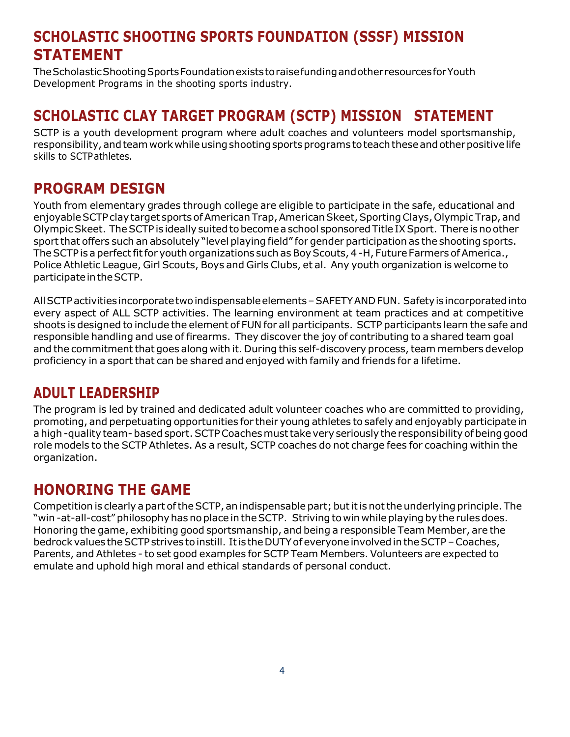## SCHOLASTIC SHOOTING SPORTS FOUNDATION (SSSF) MISSION STATEMENT

The Scholastic Shooting Sports Foundation exists to raise funding and other resources for Youth Development Programs in the shooting sports industry.

## SCHOLASTIC CLAY TARGET PROGRAM (SCTP) MISSION STATEMENT

SCTP is a youth development program where adult coaches and volunteers model sportsmanship, responsibility, and team work while using shooting sports programs to teach these and other positive life skills to SCTP athletes.

## PROGRAM DESIGN

Youth from elementary grades through college are eligible to participate in the safe, educational and enjoyable SCTP clay target sports of American Trap, American Skeet, Sporting Clays, Olympic Trap, and Olympic Skeet. The SCTP is ideally suited to become a school sponsored Title IX Sport. There is no other sport that offers such an absolutely "level playing field" for gender participation as the shooting sports. The SCTP is a perfect fit for youth organizations such as Boy Scouts, 4 -H, Future Farmers of America., Police Athletic League, Girl Scouts, Boys and Girls Clubs, et al. Any youth organization is welcome to participate in the SCTP.

All SCTP activities incorporate two indispensable elements – SAFETY AND FUN. Safety is incorporated into every aspect of ALL SCTP activities. The learning environment at team practices and at competitive shoots is designed to include the element of FUN for all participants. SCTP participants learn the safe and responsible handling and use of firearms. They discover the joy of contributing to a shared team goal and the commitment that goes along with it. During this self-discovery process, team members develop proficiency in a sport that can be shared and enjoyed with family and friends for a lifetime.

## ADULT LEADERSHIP

The program is led by trained and dedicated adult volunteer coaches who are committed to providing, promoting, and perpetuating opportunities for their young athletes to safely and enjoyably participate in a high -quality team- based sport. SCTP Coaches must take very seriously the responsibility of being good role models to the SCTP Athletes. As a result, SCTP coaches do not charge fees for coaching within the organization.

## HONORING THE GAME

Competition is clearly a part of the SCTP, an indispensable part; but it is not the underlying principle. The "win -at-all-cost" philosophy has no place in the SCTP. Striving to win while playing by the rules does. Honoring the game, exhibiting good sportsmanship, and being a responsible Team Member, are the bedrock values the SCTP strives to instill. It is the DUTY of everyone involved in the SCTP – Coaches, Parents, and Athletes - to set good examples for SCTP Team Members. Volunteers are expected to emulate and uphold high moral and ethical standards of personal conduct.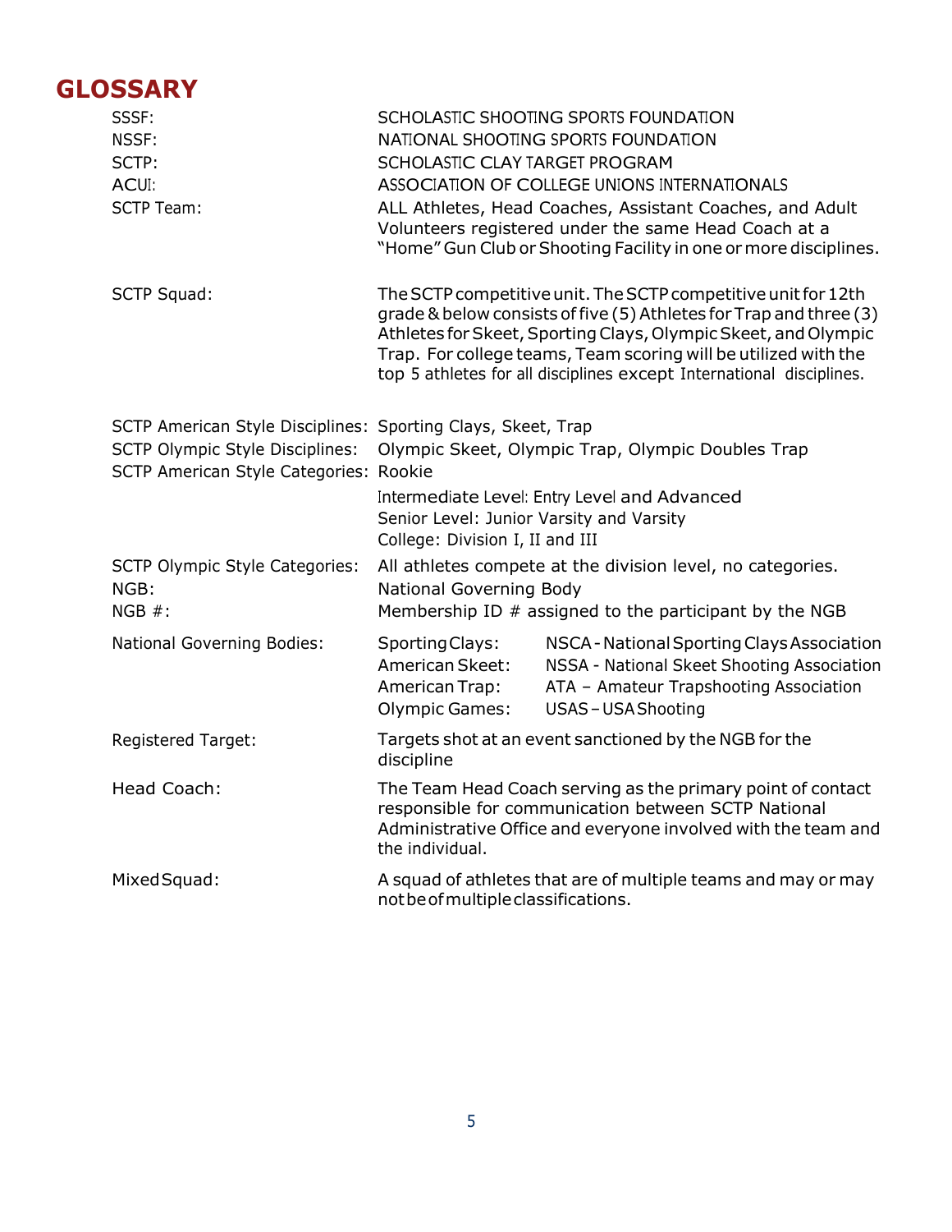# GLOSSARY

| Term | Definition |
|---|---|
| SSSF: | SCHOLASTIC SHOOTING SPORTS FOUNDATION |
| NSSF: | NATIONAL SHOOTING SPORTS FOUNDATION |
| SCTP: | SCHOLASTIC CLAY TARGET PROGRAM |
| ACUI: | ASSOCIATION OF COLLEGE UNIONS INTERNATIONALS |
| SCTP Team: | ALL Athletes, Head Coaches, Assistant Coaches, and Adult Volunteers registered under the same Head Coach at a "Home" Gun Club or Shooting Facility in one or more disciplines. |
| SCTP Squad: | The SCTP competitive unit. The SCTP competitive unit for 12th grade & below consists of five (5) Athletes for Trap and three (3) Athletes for Skeet, Sporting Clays, Olympic Skeet, and Olympic Trap. For college teams, Team scoring will be utilized with the top 5 athletes for all disciplines except International disciplines. |
| SCTP American Style Disciplines: | Sporting Clays, Skeet, Trap |
| SCTP Olympic Style Disciplines: | Olympic Skeet, Olympic Trap, Olympic Doubles Trap |
| SCTP American Style Categories: | Rookie<br>Intermediate Level: Entry Level and Advanced<br>Senior Level: Junior Varsity and Varsity<br>College: Division I, II and III |
| SCTP Olympic Style Categories: | All athletes compete at the division level, no categories. |
| NGB: | National Governing Body |
| NGB #: | Membership ID # assigned to the participant by the NGB |
| National Governing Bodies: | Sporting Clays: NSCA - National Sporting Clays Association<br>American Skeet: NSSA - National Skeet Shooting Association<br>American Trap: ATA – Amateur Trapshooting Association<br>Olympic Games: USAS – USA Shooting |
| Registered Target: | Targets shot at an event sanctioned by the NGB for the discipline |
| Head Coach: | The Team Head Coach serving as the primary point of contact responsible for communication between SCTP National Administrative Office and everyone involved with the team and the individual. |
| Mixed Squad: | A squad of athletes that are of multiple teams and may or may not be of multiple classifications. |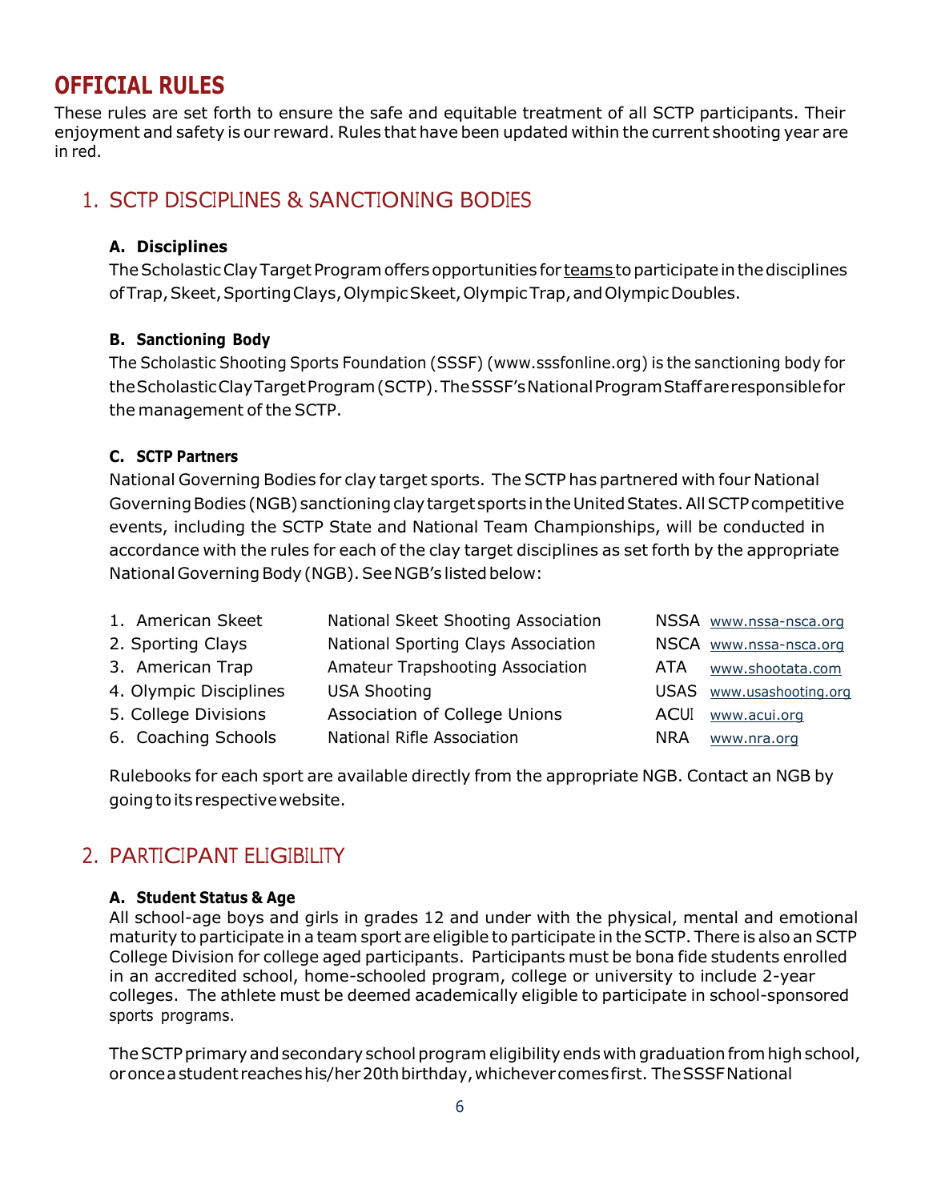# OFFICIAL RULES

These rules are set forth to ensure the safe and equitable treatment of all SCTP participants. Their enjoyment and safety is our reward. Rules that have been updated within the current shooting year are in red.

## 1. SCTP DISCIPLINES & SANCTIONING BODIES

### A. Disciplines

The Scholastic Clay Target Program offers opportunities for teams to participate in the disciplines of Trap, Skeet, Sporting Clays, Olympic Skeet, Olympic Trap, and Olympic Doubles.

### B. Sanctioning Body

The Scholastic Shooting Sports Foundation (SSSF) (www.sssfonline.org) is the sanctioning body for the Scholastic Clay Target Program (SCTP). The SSSF's National Program Staff are responsible for the management of the SCTP.

### C. SCTP Partners

National Governing Bodies for clay target sports. The SCTP has partnered with four National Governing Bodies (NGB) sanctioning clay target sports in the United States. All SCTP competitive events, including the SCTP State and National Team Championships, will be conducted in accordance with the rules for each of the clay target disciplines as set forth by the appropriate National Governing Body (NGB). See NGB's listed below:

| | | | |
|---|---|---|---|
| 1. American Skeet | National Skeet Shooting Association | NSSA | www.nssa-nsca.org |
| 2. Sporting Clays | National Sporting Clays Association | NSCA | www.nssa-nsca.org |
| 3. American Trap | Amateur Trapshooting Association | ATA | www.shootata.com |
| 4. Olympic Disciplines | USA Shooting | USAS | www.usashooting.org |
| 5. College Divisions | Association of College Unions | ACUI | www.acui.org |
| 6. Coaching Schools | National Rifle Association | NRA | www.nra.org |

Rulebooks for each sport are available directly from the appropriate NGB. Contact an NGB by going to its respective website.

## 2. PARTICIPANT ELIGIBILITY

### A. Student Status & Age

All school-age boys and girls in grades 12 and under with the physical, mental and emotional maturity to participate in a team sport are eligible to participate in the SCTP. There is also an SCTP College Division for college aged participants. Participants must be bona fide students enrolled in an accredited school, home-schooled program, college or university to include 2-year colleges. The athlete must be deemed academically eligible to participate in school-sponsored sports programs.

The SCTP primary and secondary school program eligibility ends with graduation from high school, or once a student reaches his/her 20th birthday, whichever comes first. The SSSF National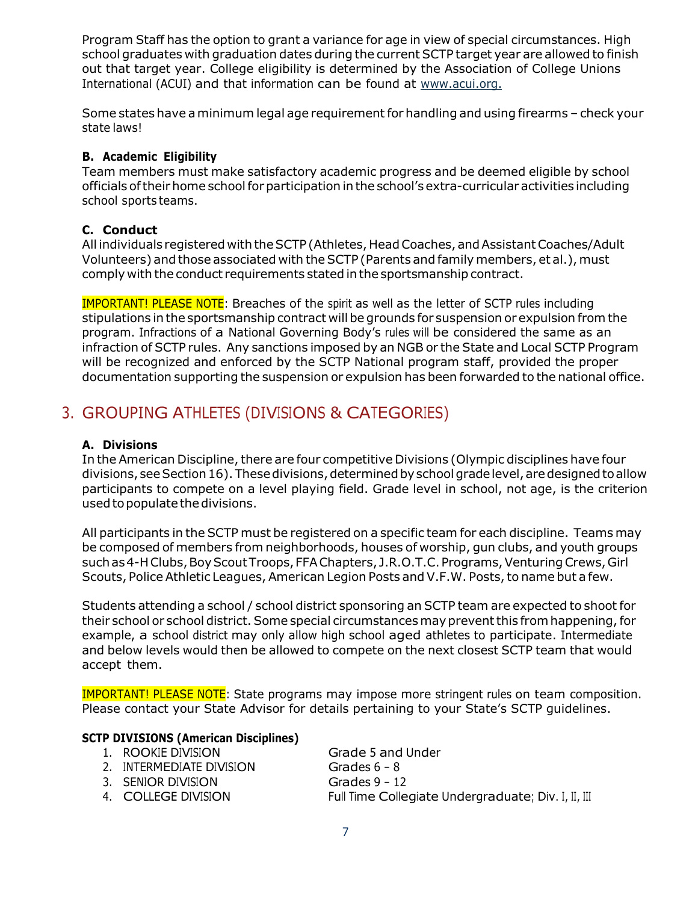Program Staff has the option to grant a variance for age in view of special circumstances. High school graduates with graduation dates during the current SCTP target year are allowed to finish out that target year. College eligibility is determined by the Association of College Unions International (ACUI) and that information can be found at www.acui.org.

Some states have a minimum legal age requirement for handling and using firearms – check your state laws!

### B. Academic Eligibility

Team members must make satisfactory academic progress and be deemed eligible by school officials of their home school for participation in the school's extra-curricular activities including school sports teams.

### C. Conduct

All individuals registered with the SCTP (Athletes, Head Coaches, and Assistant Coaches/Adult Volunteers) and those associated with the SCTP (Parents and family members, et al.), must comply with the conduct requirements stated in the sportsmanship contract.

IMPORTANT! PLEASE NOTE: Breaches of the spirit as well as the letter of SCTP rules including stipulations in the sportsmanship contract will be grounds for suspension or expulsion from the program. Infractions of a National Governing Body's rules will be considered the same as an infraction of SCTP rules. Any sanctions imposed by an NGB or the State and Local SCTP Program will be recognized and enforced by the SCTP National program staff, provided the proper documentation supporting the suspension or expulsion has been forwarded to the national office.

## 3. GROUPING ATHLETES (DIVISIONS & CATEGORIES)

### A. Divisions

In the American Discipline, there are four competitive Divisions (Olympic disciplines have four divisions, see Section 16). These divisions, determined by school grade level, are designed to allow participants to compete on a level playing field. Grade level in school, not age, is the criterion used to populate the divisions.

All participants in the SCTP must be registered on a specific team for each discipline. Teams may be composed of members from neighborhoods, houses of worship, gun clubs, and youth groups such as 4-H Clubs, Boy Scout Troops, FFA Chapters, J.R.O.T.C. Programs, Venturing Crews, Girl Scouts, Police Athletic Leagues, American Legion Posts and V.F.W. Posts, to name but a few.

Students attending a school / school district sponsoring an SCTP team are expected to shoot for their school or school district. Some special circumstances may prevent this from happening, for example, a school district may only allow high school aged athletes to participate. Intermediate and below levels would then be allowed to compete on the next closest SCTP team that would accept them.

IMPORTANT! PLEASE NOTE: State programs may impose more stringent rules on team composition. Please contact your State Advisor for details pertaining to your State's SCTP guidelines.

**SCTP DIVISIONS (American Disciplines)**

| Division | Grade |
|---|---|
| 1. ROOKIE DIVISION | Grade 5 and Under |
| 2. INTERMEDIATE DIVISION | Grades 6 – 8 |
| 3. SENIOR DIVISION | Grades 9 – 12 |
| 4. COLLEGE DIVISION | Full Time Collegiate Undergraduate; Div. I, II, III |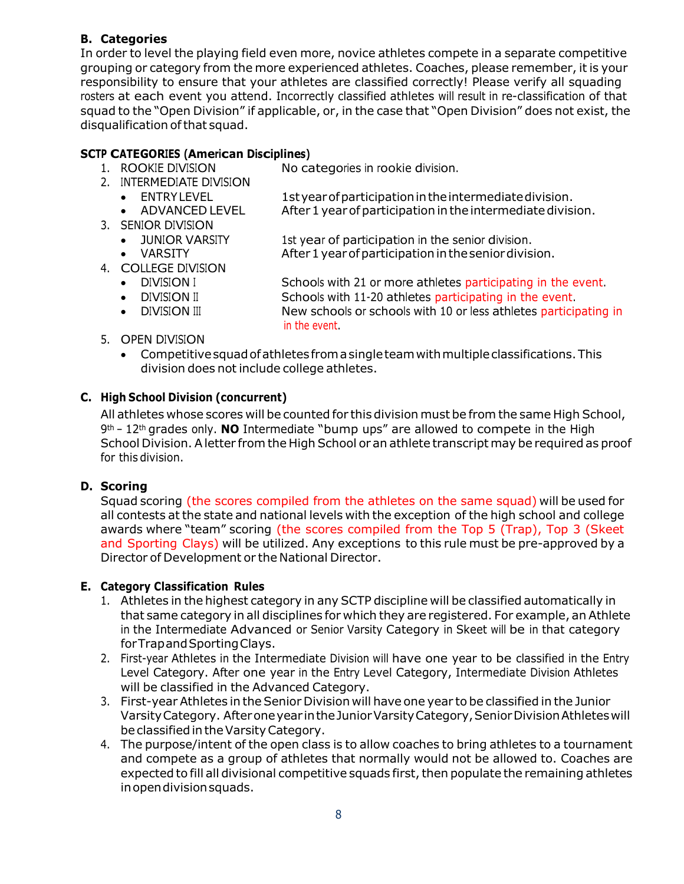## B. Categories

In order to level the playing field even more, novice athletes compete in a separate competitive grouping or category from the more experienced athletes. Coaches, please remember, it is your responsibility to ensure that your athletes are classified correctly! Please verify all squading rosters at each event you attend. Incorrectly classified athletes will result in re-classification of that squad to the "Open Division" if applicable, or, in the case that "Open Division" does not exist, the disqualification of that squad.

### SCTP CATEGORIES (American Disciplines)

1. ROOKIE DIVISION — No categories in rookie division.
2. INTERMEDIATE DIVISION
   - ENTRY LEVEL — 1st year of participation in the intermediate division.
   - ADVANCED LEVEL — After 1 year of participation in the intermediate division.
3. SENIOR DIVISION
   - JUNIOR VARSITY — 1st year of participation in the senior division.
   - VARSITY — After 1 year of participation in the senior division.
4. COLLEGE DIVISION
   - DIVISION I — Schools with 21 or more athletes participating in the event.
   - DIVISION II — Schools with 11-20 athletes participating in the event.
   - DIVISION III — New schools or schools with 10 or less athletes participating in in the event.
5. OPEN DIVISION
   - Competitive squad of athletes from a single team with multiple classifications. This division does not include college athletes.

## C. High School Division (concurrent)

All athletes whose scores will be counted for this division must be from the same High School, 9th – 12th grades only. **NO** Intermediate "bump ups" are allowed to compete in the High School Division. A letter from the High School or an athlete transcript may be required as proof for this division.

## D. Scoring

Squad scoring (the scores compiled from the athletes on the same squad) will be used for all contests at the state and national levels with the exception of the high school and college awards where "team" scoring (the scores compiled from the Top 5 (Trap), Top 3 (Skeet and Sporting Clays) will be utilized. Any exceptions to this rule must be pre-approved by a Director of Development or the National Director.

## E. Category Classification Rules

1. Athletes in the highest category in any SCTP discipline will be classified automatically in that same category in all disciplines for which they are registered. For example, an Athlete in the Intermediate Advanced or Senior Varsity Category in Skeet will be in that category for Trap and Sporting Clays.
2. First-year Athletes in the Intermediate Division will have one year to be classified in the Entry Level Category. After one year in the Entry Level Category, Intermediate Division Athletes will be classified in the Advanced Category.
3. First-year Athletes in the Senior Division will have one year to be classified in the Junior Varsity Category. After one year in the Junior Varsity Category, Senior Division Athletes will be classified in the Varsity Category.
4. The purpose/intent of the open class is to allow coaches to bring athletes to a tournament and compete as a group of athletes that normally would not be allowed to. Coaches are expected to fill all divisional competitive squads first, then populate the remaining athletes in open division squads.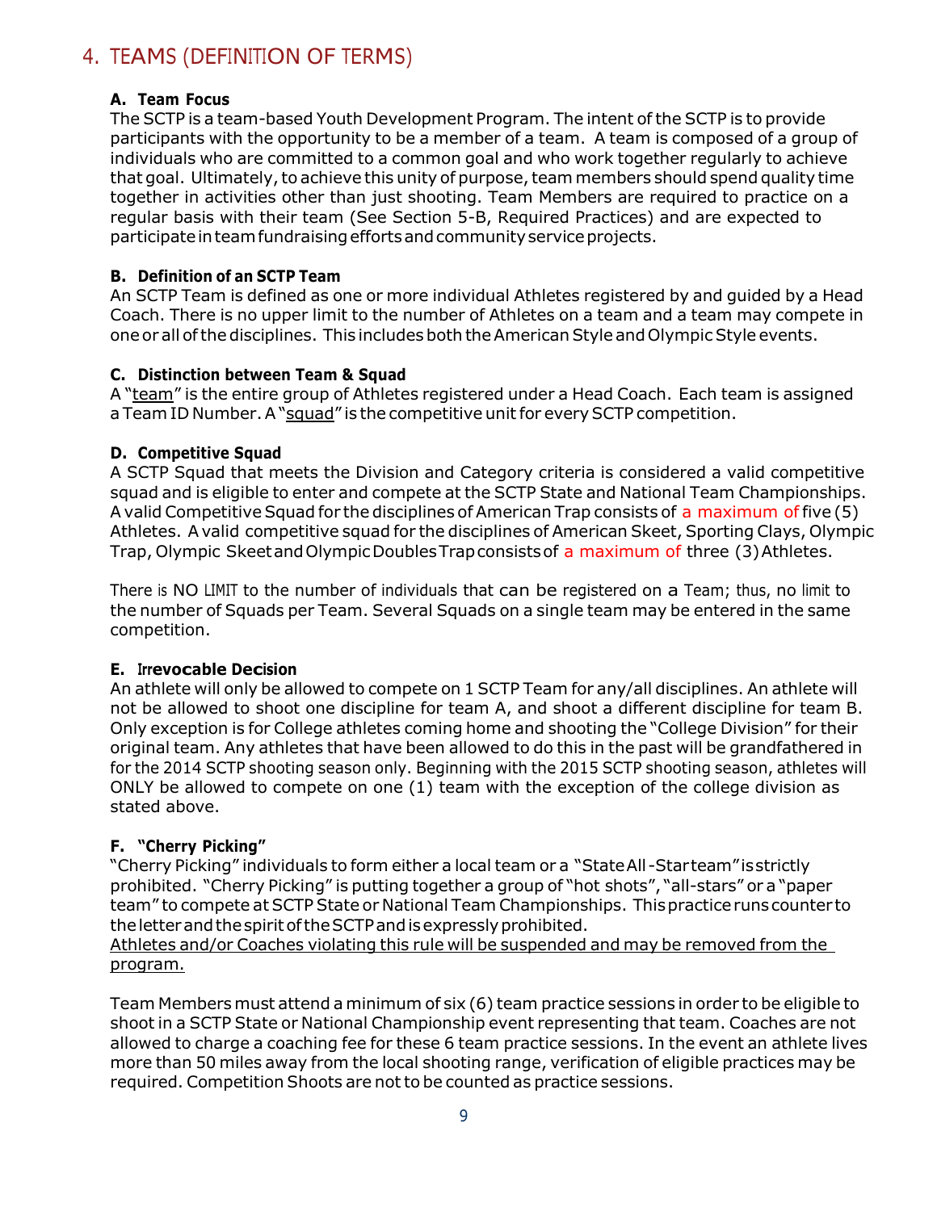# 4. TEAMS (DEFINITION OF TERMS)

### A. Team Focus

The SCTP is a team-based Youth Development Program. The intent of the SCTP is to provide participants with the opportunity to be a member of a team. A team is composed of a group of individuals who are committed to a common goal and who work together regularly to achieve that goal. Ultimately, to achieve this unity of purpose, team members should spend quality time together in activities other than just shooting. Team Members are required to practice on a regular basis with their team (See Section 5-B, Required Practices) and are expected to participate in team fundraising efforts and community service projects.

### B. Definition of an SCTP Team

An SCTP Team is defined as one or more individual Athletes registered by and guided by a Head Coach. There is no upper limit to the number of Athletes on a team and a team may compete in one or all of the disciplines. This includes both the American Style and Olympic Style events.

### C. Distinction between Team & Squad

A "team" is the entire group of Athletes registered under a Head Coach. Each team is assigned a Team ID Number. A "squad" is the competitive unit for every SCTP competition.

### D. Competitive Squad

A SCTP Squad that meets the Division and Category criteria is considered a valid competitive squad and is eligible to enter and compete at the SCTP State and National Team Championships. A valid Competitive Squad for the disciplines of American Trap consists of a maximum of five (5) Athletes. A valid competitive squad for the disciplines of American Skeet, Sporting Clays, Olympic Trap, Olympic Skeet and Olympic Doubles Trap consists of a maximum of three (3) Athletes.

There is NO LIMIT to the number of individuals that can be registered on a Team; thus, no limit to the number of Squads per Team. Several Squads on a single team may be entered in the same competition.

### E. Irrevocable Decision

An athlete will only be allowed to compete on 1 SCTP Team for any/all disciplines. An athlete will not be allowed to shoot one discipline for team A, and shoot a different discipline for team B. Only exception is for College athletes coming home and shooting the "College Division" for their original team. Any athletes that have been allowed to do this in the past will be grandfathered in for the 2014 SCTP shooting season only. Beginning with the 2015 SCTP shooting season, athletes will ONLY be allowed to compete on one (1) team with the exception of the college division as stated above.

### F. "Cherry Picking"

"Cherry Picking" individuals to form either a local team or a "State All-Star team" is strictly prohibited. "Cherry Picking" is putting together a group of "hot shots", "all-stars" or a "paper team" to compete at SCTP State or National Team Championships. This practice runs counter to the letter and the spirit of the SCTP and is expressly prohibited.
Athletes and/or Coaches violating this rule will be suspended and may be removed from the program.

Team Members must attend a minimum of six (6) team practice sessions in order to be eligible to shoot in a SCTP State or National Championship event representing that team. Coaches are not allowed to charge a coaching fee for these 6 team practice sessions. In the event an athlete lives more than 50 miles away from the local shooting range, verification of eligible practices may be required. Competition Shoots are not to be counted as practice sessions.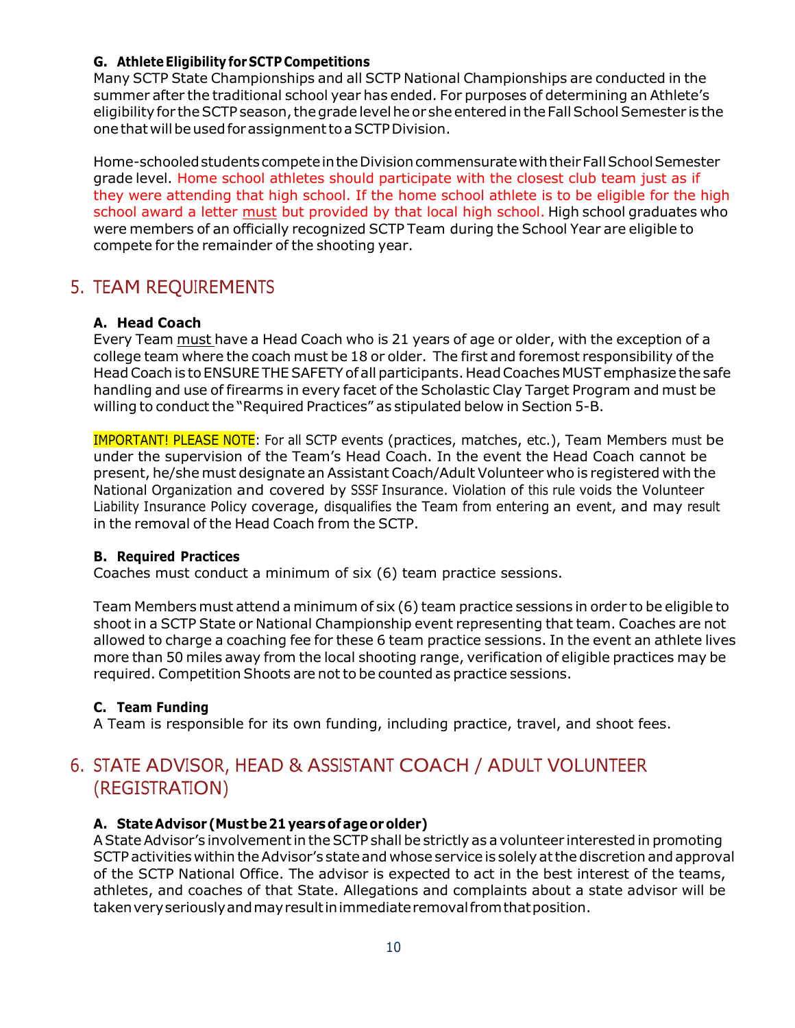### G. Athlete Eligibility for SCTP Competitions

Many SCTP State Championships and all SCTP National Championships are conducted in the summer after the traditional school year has ended. For purposes of determining an Athlete's eligibility for the SCTP season, the grade level he or she entered in the Fall School Semester is the one that will be used for assignment to a SCTP Division.

Home-schooled students compete in the Division commensurate with their Fall School Semester grade level. Home school athletes should participate with the closest club team just as if they were attending that high school. If the home school athlete is to be eligible for the high school award a letter must but provided by that local high school. High school graduates who were members of an officially recognized SCTP Team during the School Year are eligible to compete for the remainder of the shooting year.

## 5. TEAM REQUIREMENTS

### A. Head Coach

Every Team must have a Head Coach who is 21 years of age or older, with the exception of a college team where the coach must be 18 or older. The first and foremost responsibility of the Head Coach is to ENSURE THE SAFETY of all participants. Head Coaches MUST emphasize the safe handling and use of firearms in every facet of the Scholastic Clay Target Program and must be willing to conduct the "Required Practices" as stipulated below in Section 5-B.

IMPORTANT! PLEASE NOTE: For all SCTP events (practices, matches, etc.), Team Members must be under the supervision of the Team's Head Coach. In the event the Head Coach cannot be present, he/she must designate an Assistant Coach/Adult Volunteer who is registered with the National Organization and covered by SSSF Insurance. Violation of this rule voids the Volunteer Liability Insurance Policy coverage, disqualifies the Team from entering an event, and may result in the removal of the Head Coach from the SCTP.

### B. Required Practices

Coaches must conduct a minimum of six (6) team practice sessions.

Team Members must attend a minimum of six (6) team practice sessions in order to be eligible to shoot in a SCTP State or National Championship event representing that team. Coaches are not allowed to charge a coaching fee for these 6 team practice sessions. In the event an athlete lives more than 50 miles away from the local shooting range, verification of eligible practices may be required. Competition Shoots are not to be counted as practice sessions.

### C. Team Funding

A Team is responsible for its own funding, including practice, travel, and shoot fees.

## 6. STATE ADVISOR, HEAD & ASSISTANT COACH / ADULT VOLUNTEER (REGISTRATION)

### A. State Advisor (Must be 21 years of age or older)

A State Advisor's involvement in the SCTP shall be strictly as a volunteer interested in promoting SCTP activities within the Advisor's state and whose service is solely at the discretion and approval of the SCTP National Office. The advisor is expected to act in the best interest of the teams, athletes, and coaches of that State. Allegations and complaints about a state advisor will be taken very seriously and may result in immediate removal from that position.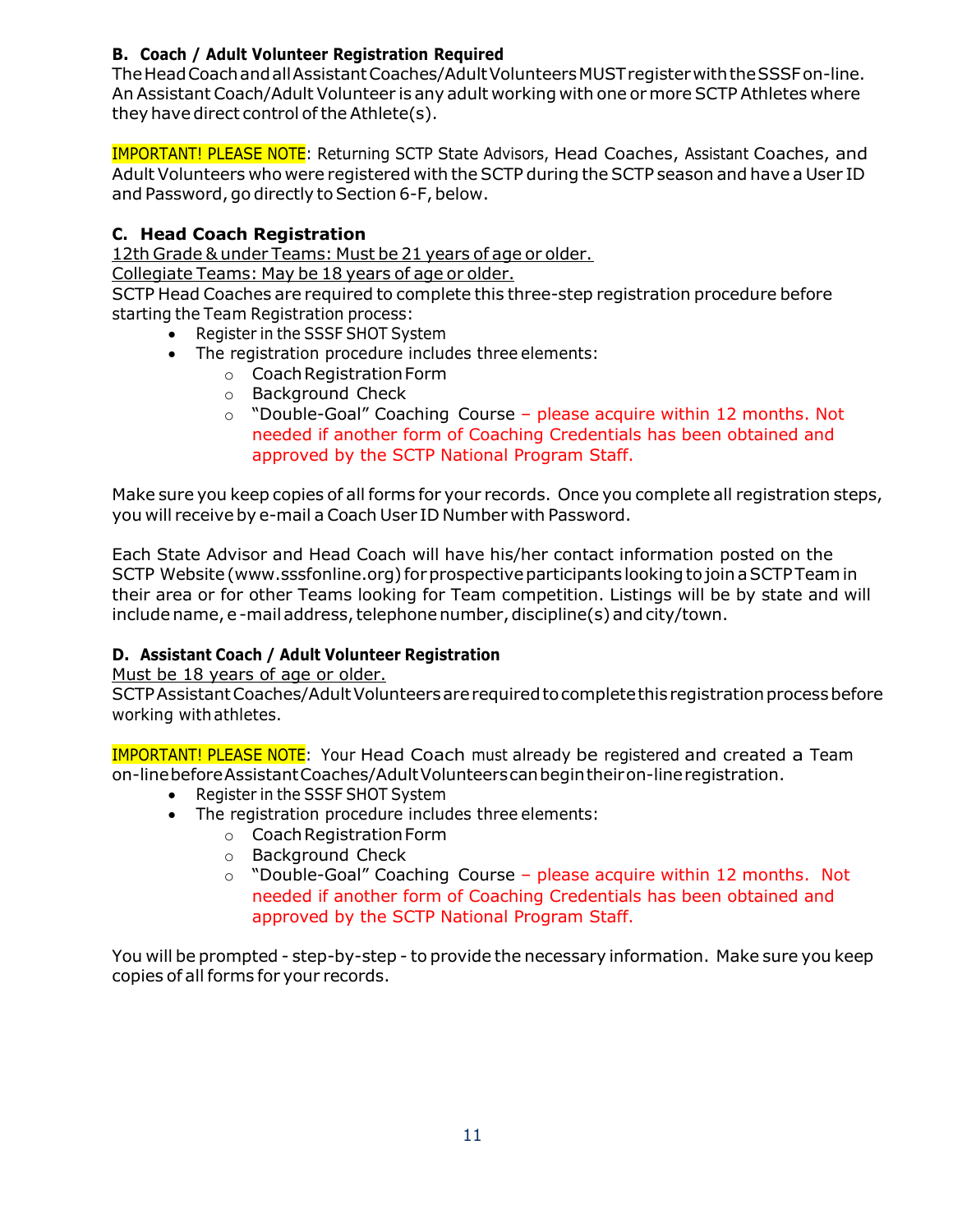### B. Coach / Adult Volunteer Registration Required

The Head Coach and all Assistant Coaches/Adult Volunteers MUST register with the SSSF on-line. An Assistant Coach/Adult Volunteer is any adult working with one or more SCTP Athletes where they have direct control of the Athlete(s).

IMPORTANT! PLEASE NOTE: Returning SCTP State Advisors, Head Coaches, Assistant Coaches, and Adult Volunteers who were registered with the SCTP during the SCTP season and have a User ID and Password, go directly to Section 6-F, below.

### C. Head Coach Registration

<u>12th Grade & under Teams: Must be 21 years of age or older.</u>

<u>Collegiate Teams: May be 18 years of age or older.</u>

SCTP Head Coaches are required to complete this three-step registration procedure before starting the Team Registration process:

- Register in the SSSF SHOT System
- The registration procedure includes three elements:
  - Coach Registration Form
  - Background Check
  - "Double-Goal" Coaching Course – please acquire within 12 months. Not needed if another form of Coaching Credentials has been obtained and approved by the SCTP National Program Staff.

Make sure you keep copies of all forms for your records. Once you complete all registration steps, you will receive by e-mail a Coach User ID Number with Password.

Each State Advisor and Head Coach will have his/her contact information posted on the SCTP Website (www.sssfonline.org) for prospective participants looking to join a SCTP Team in their area or for other Teams looking for Team competition. Listings will be by state and will include name, e-mail address, telephone number, discipline(s) and city/town.

### D. Assistant Coach / Adult Volunteer Registration

<u>Must be 18 years of age or older.</u>

SCTP Assistant Coaches/Adult Volunteers are required to complete this registration process before working with athletes.

IMPORTANT! PLEASE NOTE: Your Head Coach must already be registered and created a Team on-line before Assistant Coaches/Adult Volunteers can begin their on-line registration.

- Register in the SSSF SHOT System
- The registration procedure includes three elements:
  - Coach Registration Form
  - Background Check
  - "Double-Goal" Coaching Course – please acquire within 12 months. Not needed if another form of Coaching Credentials has been obtained and approved by the SCTP National Program Staff.

You will be prompted - step-by-step - to provide the necessary information. Make sure you keep copies of all forms for your records.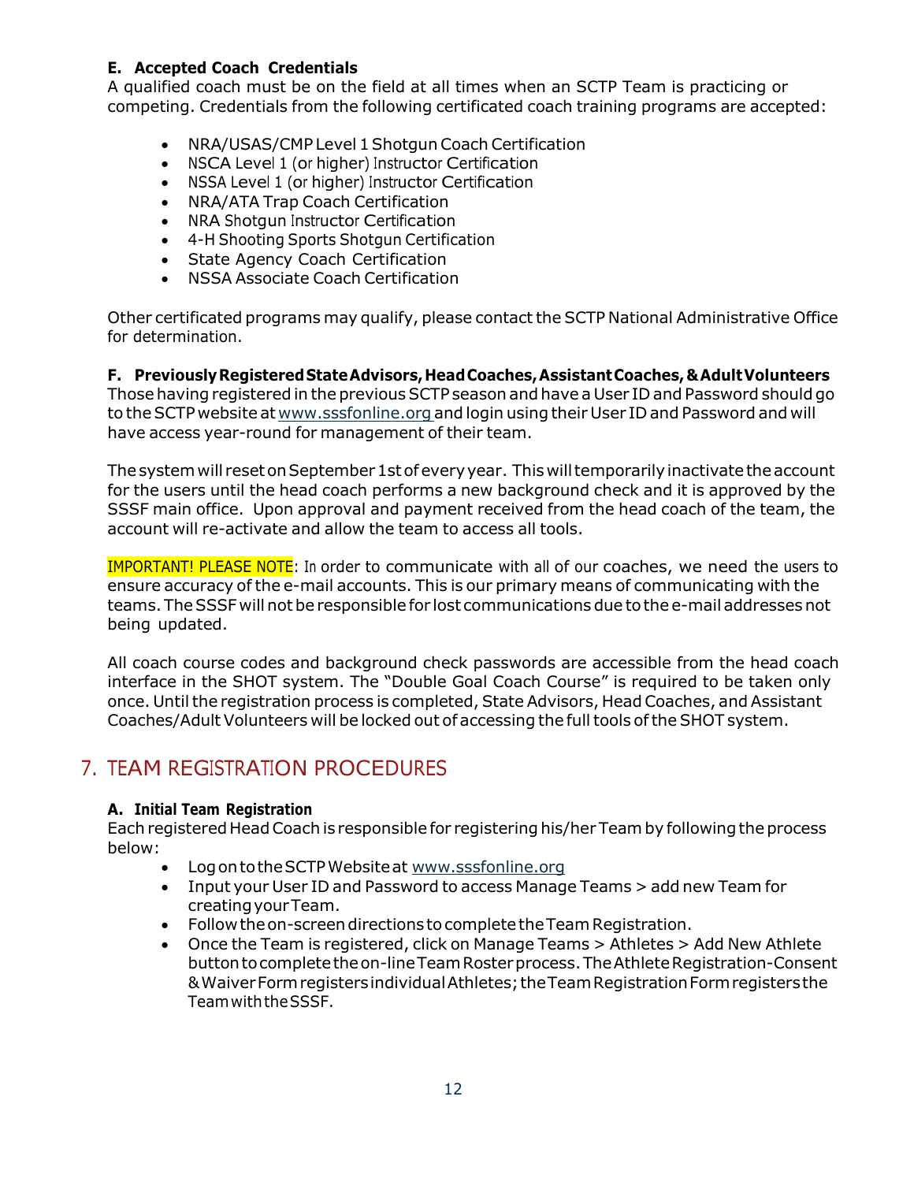**E. Accepted Coach Credentials**

A qualified coach must be on the field at all times when an SCTP Team is practicing or competing. Credentials from the following certificated coach training programs are accepted:

- NRA/USAS/CMP Level 1 Shotgun Coach Certification
- NSCA Level 1 (or higher) Instructor Certification
- NSSA Level 1 (or higher) Instructor Certification
- NRA/ATA Trap Coach Certification
- NRA Shotgun Instructor Certification
- 4-H Shooting Sports Shotgun Certification
- State Agency Coach Certification
- NSSA Associate Coach Certification

Other certificated programs may qualify, please contact the SCTP National Administrative Office for determination.

**F. Previously Registered State Advisors, Head Coaches, Assistant Coaches, & Adult Volunteers**

Those having registered in the previous SCTP season and have a User ID and Password should go to the SCTP website at www.sssfonline.org and login using their User ID and Password and will have access year-round for management of their team.

The system will reset on September 1st of every year. This will temporarily inactivate the account for the users until the head coach performs a new background check and it is approved by the SSSF main office. Upon approval and payment received from the head coach of the team, the account will re-activate and allow the team to access all tools.

IMPORTANT! PLEASE NOTE: In order to communicate with all of our coaches, we need the users to ensure accuracy of the e-mail accounts. This is our primary means of communicating with the teams. The SSSF will not be responsible for lost communications due to the e-mail addresses not being updated.

All coach course codes and background check passwords are accessible from the head coach interface in the SHOT system. The "Double Goal Coach Course" is required to be taken only once. Until the registration process is completed, State Advisors, Head Coaches, and Assistant Coaches/Adult Volunteers will be locked out of accessing the full tools of the SHOT system.

## 7. TEAM REGISTRATION PROCEDURES

**A. Initial Team Registration**

Each registered Head Coach is responsible for registering his/her Team by following the process below:

- Log on to the SCTP Website at www.sssfonline.org
- Input your User ID and Password to access Manage Teams > add new Team for creating your Team.
- Follow the on-screen directions to complete the Team Registration.
- Once the Team is registered, click on Manage Teams > Athletes > Add New Athlete button to complete the on-line Team Roster process. The Athlete Registration-Consent & Waiver Form registers individual Athletes; the Team Registration Form registers the Team with the SSSF.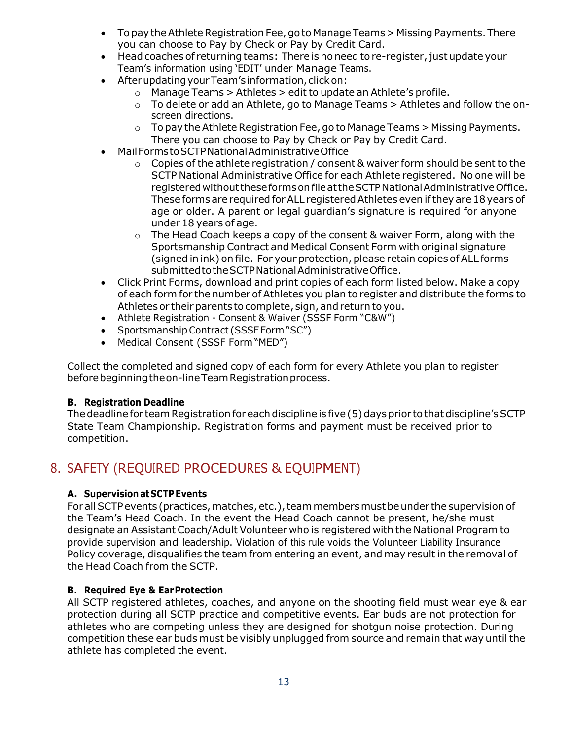- To pay the Athlete Registration Fee, go to Manage Teams > Missing Payments. There you can choose to Pay by Check or Pay by Credit Card.
- Head coaches of returning teams: There is no need to re-register, just update your Team's information using 'EDIT' under Manage Teams.
- After updating your Team's information, click on:
    - Manage Teams > Athletes > edit to update an Athlete's profile.
    - To delete or add an Athlete, go to Manage Teams > Athletes and follow the on-screen directions.
    - To pay the Athlete Registration Fee, go to Manage Teams > Missing Payments. There you can choose to Pay by Check or Pay by Credit Card.
- Mail Forms to SCTP National Administrative Office
    - Copies of the athlete registration / consent & waiver form should be sent to the SCTP National Administrative Office for each Athlete registered. No one will be registered without these forms on file at the SCTP National Administrative Office. These forms are required for ALL registered Athletes even if they are 18 years of age or older. A parent or legal guardian's signature is required for anyone under 18 years of age.
    - The Head Coach keeps a copy of the consent & waiver Form, along with the Sportsmanship Contract and Medical Consent Form with original signature (signed in ink) on file. For your protection, please retain copies of ALL forms submitted to the SCTP National Administrative Office.
- Click Print Forms, download and print copies of each form listed below. Make a copy of each form for the number of Athletes you plan to register and distribute the forms to Athletes or their parents to complete, sign, and return to you.
- Athlete Registration - Consent & Waiver (SSSF Form "C&W")
- Sportsmanship Contract (SSSF Form "SC")
- Medical Consent (SSSF Form "MED")

Collect the completed and signed copy of each form for every Athlete you plan to register before beginning the on-line Team Registration process.

### B. Registration Deadline

The deadline for team Registration for each discipline is five (5) days prior to that discipline's SCTP State Team Championship. Registration forms and payment must be received prior to competition.

## 8. SAFETY (REQUIRED PROCEDURES & EQUIPMENT)

### A. Supervision at SCTP Events

For all SCTP events (practices, matches, etc.), team members must be under the supervision of the Team's Head Coach. In the event the Head Coach cannot be present, he/she must designate an Assistant Coach/Adult Volunteer who is registered with the National Program to provide supervision and leadership. Violation of this rule voids the Volunteer Liability Insurance Policy coverage, disqualifies the team from entering an event, and may result in the removal of the Head Coach from the SCTP.

### B. Required Eye & Ear Protection

All SCTP registered athletes, coaches, and anyone on the shooting field must wear eye & ear protection during all SCTP practice and competitive events. Ear buds are not protection for athletes who are competing unless they are designed for shotgun noise protection. During competition these ear buds must be visibly unplugged from source and remain that way until the athlete has completed the event.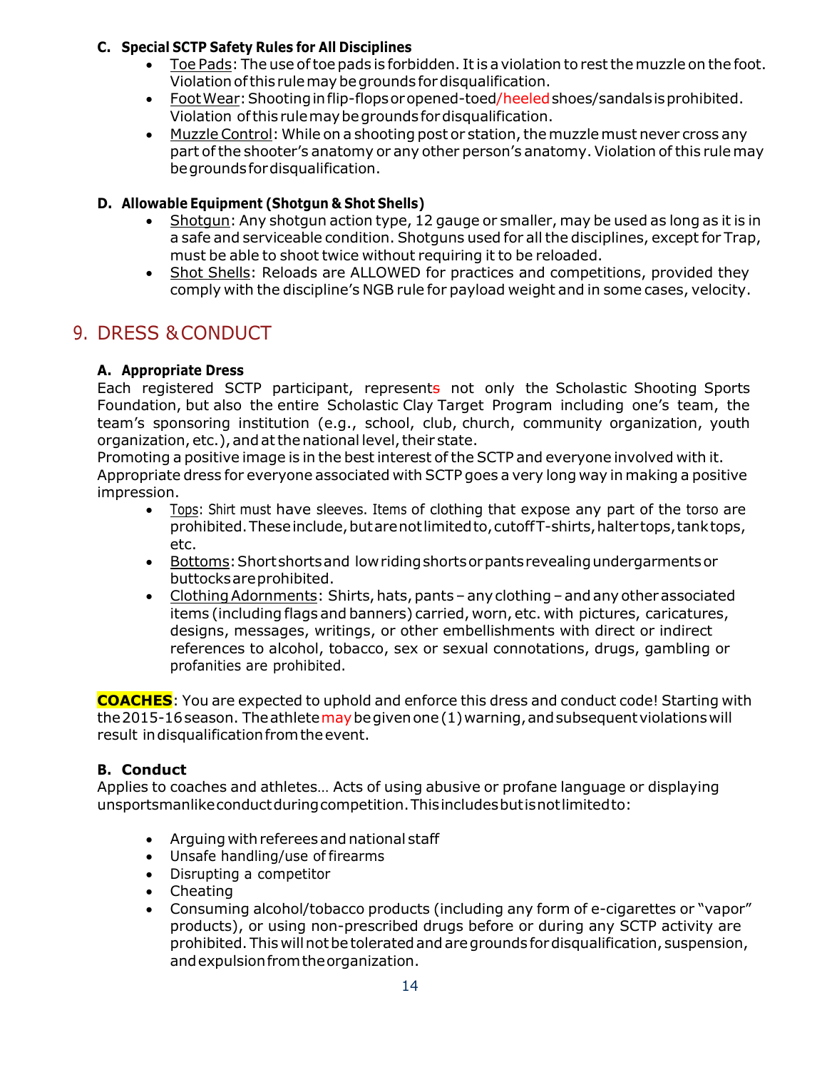**C. Special SCTP Safety Rules for All Disciplines**

- Toe Pads: The use of toe pads is forbidden. It is a violation to rest the muzzle on the foot. Violation of this rule may be grounds for disqualification.
- Foot Wear: Shooting in flip-flops or opened-toed/heeled shoes/sandals is prohibited. Violation of this rule may be grounds for disqualification.
- Muzzle Control: While on a shooting post or station, the muzzle must never cross any part of the shooter's anatomy or any other person's anatomy. Violation of this rule may be grounds for disqualification.

**D. Allowable Equipment (Shotgun & Shot Shells)**

- Shotgun: Any shotgun action type, 12 gauge or smaller, may be used as long as it is in a safe and serviceable condition. Shotguns used for all the disciplines, except for Trap, must be able to shoot twice without requiring it to be reloaded.
- Shot Shells: Reloads are ALLOWED for practices and competitions, provided they comply with the discipline's NGB rule for payload weight and in some cases, velocity.

## 9. DRESS & CONDUCT

**A. Appropriate Dress**

Each registered SCTP participant, represents not only the Scholastic Shooting Sports Foundation, but also the entire Scholastic Clay Target Program including one's team, the team's sponsoring institution (e.g., school, club, church, community organization, youth organization, etc.), and at the national level, their state.

Promoting a positive image is in the best interest of the SCTP and everyone involved with it. Appropriate dress for everyone associated with SCTP goes a very long way in making a positive impression.

- Tops: Shirt must have sleeves. Items of clothing that expose any part of the torso are prohibited. These include, but are not limited to, cutoff T-shirts, halter tops, tank tops, etc.
- Bottoms: Short shorts and low riding shorts or pants revealing undergarments or buttocks are prohibited.
- Clothing Adornments: Shirts, hats, pants – any clothing – and any other associated items (including flags and banners) carried, worn, etc. with pictures, caricatures, designs, messages, writings, or other embellishments with direct or indirect references to alcohol, tobacco, sex or sexual connotations, drugs, gambling or profanities are prohibited.

**COACHES**: You are expected to uphold and enforce this dress and conduct code! Starting with the 2015-16 season. The athlete may be given one (1) warning, and subsequent violations will result in disqualification from the event.

**B. Conduct**

Applies to coaches and athletes… Acts of using abusive or profane language or displaying unsportsmanlike conduct during competition. This includes but is not limited to:

- Arguing with referees and national staff
- Unsafe handling/use of firearms
- Disrupting a competitor
- Cheating
- Consuming alcohol/tobacco products (including any form of e-cigarettes or "vapor" products), or using non-prescribed drugs before or during any SCTP activity are prohibited. This will not be tolerated and are grounds for disqualification, suspension, and expulsion from the organization.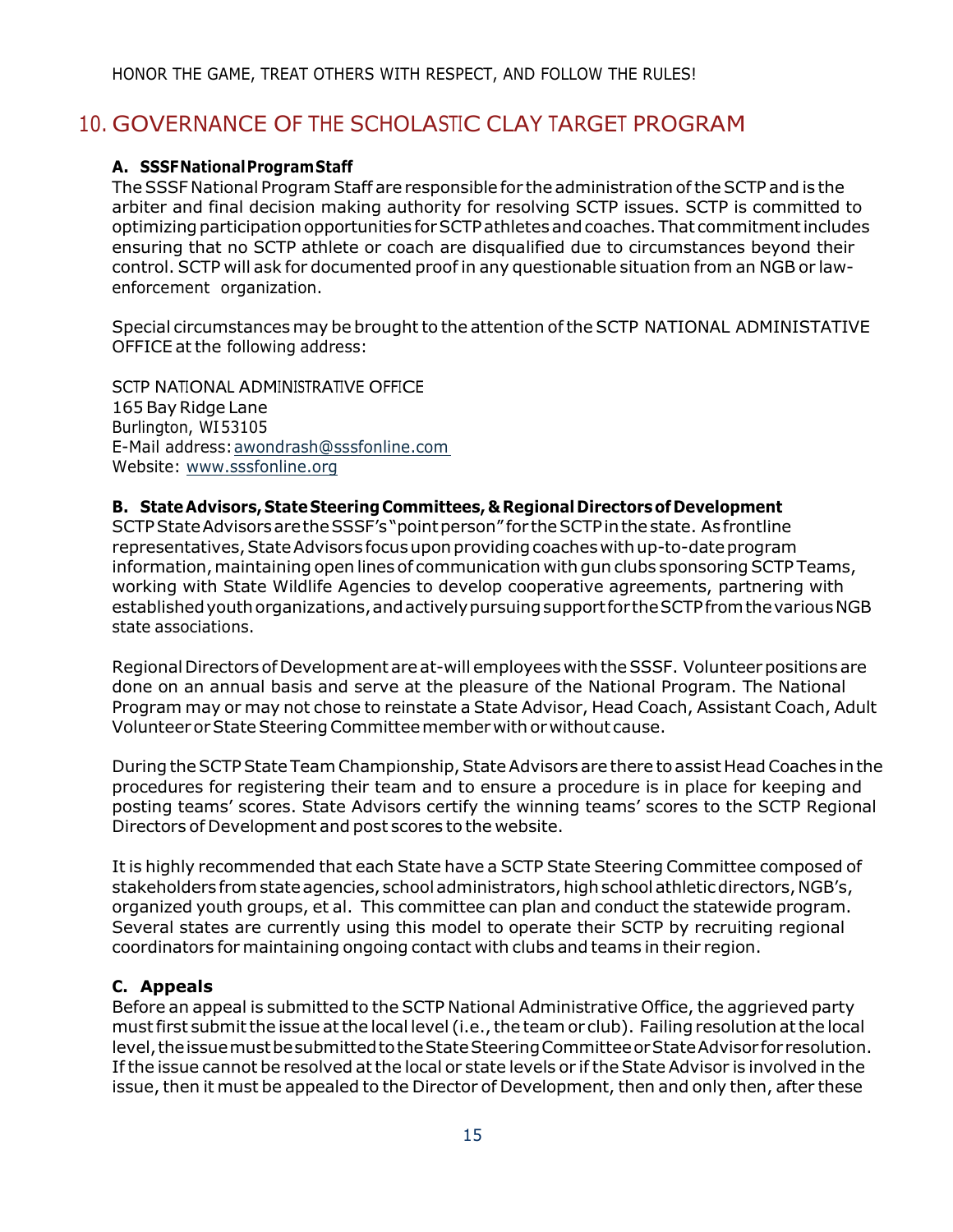HONOR THE GAME, TREAT OTHERS WITH RESPECT, AND FOLLOW THE RULES!

## 10. GOVERNANCE OF THE SCHOLASTIC CLAY TARGET PROGRAM

### A. SSSF National Program Staff

The SSSF National Program Staff are responsible for the administration of the SCTP and is the arbiter and final decision making authority for resolving SCTP issues. SCTP is committed to optimizing participation opportunities for SCTP athletes and coaches. That commitment includes ensuring that no SCTP athlete or coach are disqualified due to circumstances beyond their control. SCTP will ask for documented proof in any questionable situation from an NGB or law-enforcement organization.

Special circumstances may be brought to the attention of the SCTP NATIONAL ADMINISTATIVE OFFICE at the following address:

SCTP NATIONAL ADMINISTRATIVE OFFICE
165 Bay Ridge Lane
Burlington, WI 53105
E-Mail address: awondrash@sssfonline.com
Website: www.sssfonline.org

### B. State Advisors, State Steering Committees, & Regional Directors of Development

SCTP State Advisors are the SSSF's "point person" for the SCTP in the state. As frontline representatives, State Advisors focus upon providing coaches with up-to-date program information, maintaining open lines of communication with gun clubs sponsoring SCTP Teams, working with State Wildlife Agencies to develop cooperative agreements, partnering with established youth organizations, and actively pursuing support for the SCTP from the various NGB state associations.

Regional Directors of Development are at-will employees with the SSSF. Volunteer positions are done on an annual basis and serve at the pleasure of the National Program. The National Program may or may not chose to reinstate a State Advisor, Head Coach, Assistant Coach, Adult Volunteer or State Steering Committee member with or without cause.

During the SCTP State Team Championship, State Advisors are there to assist Head Coaches in the procedures for registering their team and to ensure a procedure is in place for keeping and posting teams' scores. State Advisors certify the winning teams' scores to the SCTP Regional Directors of Development and post scores to the website.

It is highly recommended that each State have a SCTP State Steering Committee composed of stakeholders from state agencies, school administrators, high school athletic directors, NGB's, organized youth groups, et al. This committee can plan and conduct the statewide program. Several states are currently using this model to operate their SCTP by recruiting regional coordinators for maintaining ongoing contact with clubs and teams in their region.

### C. Appeals

Before an appeal is submitted to the SCTP National Administrative Office, the aggrieved party must first submit the issue at the local level (i.e., the team or club). Failing resolution at the local level, the issue must be submitted to the State Steering Committee or State Advisor for resolution. If the issue cannot be resolved at the local or state levels or if the State Advisor is involved in the issue, then it must be appealed to the Director of Development, then and only then, after these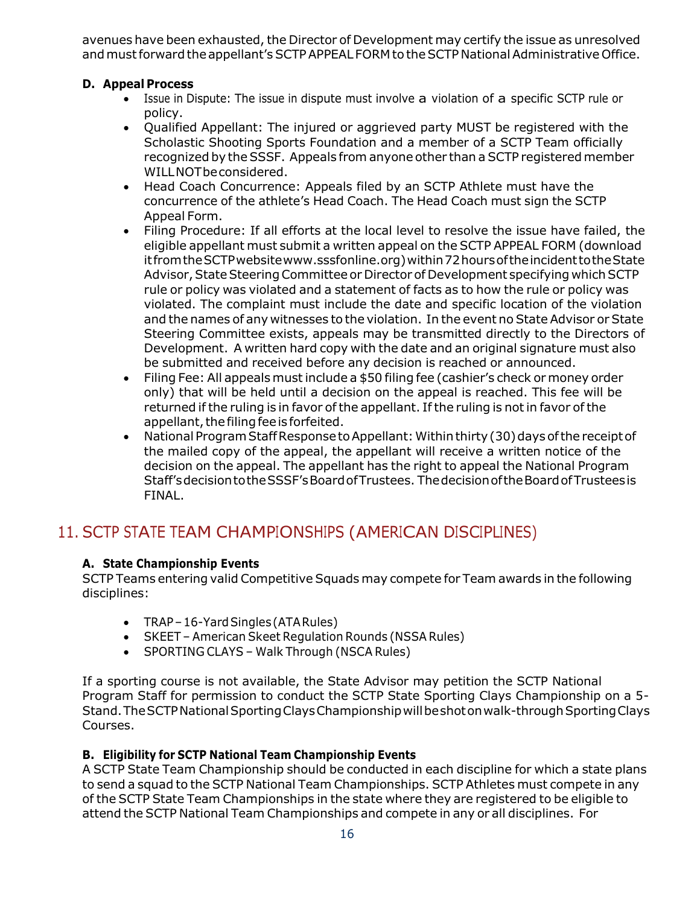avenues have been exhausted, the Director of Development may certify the issue as unresolved and must forward the appellant's SCTP APPEAL FORM to the SCTP National Administrative Office.

**D. Appeal Process**

- Issue in Dispute: The issue in dispute must involve a violation of a specific SCTP rule or policy.
- Qualified Appellant: The injured or aggrieved party MUST be registered with the Scholastic Shooting Sports Foundation and a member of a SCTP Team officially recognized by the SSSF. Appeals from anyone other than a SCTP registered member WILL NOT be considered.
- Head Coach Concurrence: Appeals filed by an SCTP Athlete must have the concurrence of the athlete's Head Coach. The Head Coach must sign the SCTP Appeal Form.
- Filing Procedure: If all efforts at the local level to resolve the issue have failed, the eligible appellant must submit a written appeal on the SCTP APPEAL FORM (download it from the SCTP website www.sssfonline.org) within 72 hours of the incident to the State Advisor, State Steering Committee or Director of Development specifying which SCTP rule or policy was violated and a statement of facts as to how the rule or policy was violated. The complaint must include the date and specific location of the violation and the names of any witnesses to the violation. In the event no State Advisor or State Steering Committee exists, appeals may be transmitted directly to the Directors of Development. A written hard copy with the date and an original signature must also be submitted and received before any decision is reached or announced.
- Filing Fee: All appeals must include a $50 filing fee (cashier's check or money order only) that will be held until a decision on the appeal is reached. This fee will be returned if the ruling is in favor of the appellant. If the ruling is not in favor of the appellant, the filing fee is forfeited.
- National Program Staff Response to Appellant: Within thirty (30) days of the receipt of the mailed copy of the appeal, the appellant will receive a written notice of the decision on the appeal. The appellant has the right to appeal the National Program Staff's decision to the SSSF's Board of Trustees. The decision of the Board of Trustees is FINAL.

## 11. SCTP STATE TEAM CHAMPIONSHIPS (AMERICAN DISCIPLINES)

**A. State Championship Events**

SCTP Teams entering valid Competitive Squads may compete for Team awards in the following disciplines:

- TRAP – 16-Yard Singles (ATA Rules)
- SKEET – American Skeet Regulation Rounds (NSSA Rules)
- SPORTING CLAYS – Walk Through (NSCA Rules)

If a sporting course is not available, the State Advisor may petition the SCTP National Program Staff for permission to conduct the SCTP State Sporting Clays Championship on a 5-Stand. The SCTP National Sporting Clays Championship will be shot on walk-through Sporting Clays Courses.

**B. Eligibility for SCTP National Team Championship Events**

A SCTP State Team Championship should be conducted in each discipline for which a state plans to send a squad to the SCTP National Team Championships. SCTP Athletes must compete in any of the SCTP State Team Championships in the state where they are registered to be eligible to attend the SCTP National Team Championships and compete in any or all disciplines. For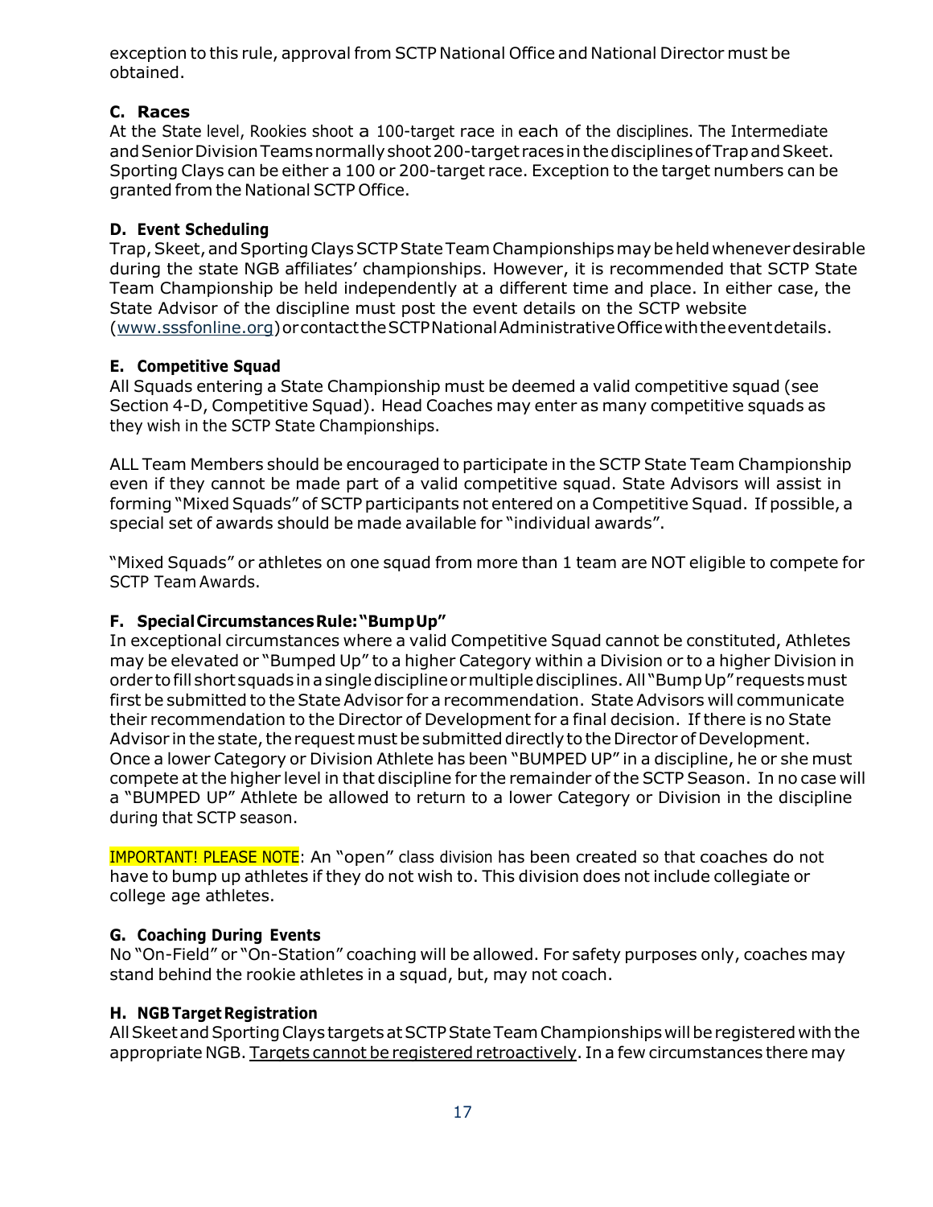exception to this rule, approval from SCTP National Office and National Director must be obtained.

### C. Races

At the State level, Rookies shoot a 100-target race in each of the disciplines. The Intermediate and Senior Division Teams normally shoot 200-target races in the disciplines of Trap and Skeet. Sporting Clays can be either a 100 or 200-target race. Exception to the target numbers can be granted from the National SCTP Office.

### D. Event Scheduling

Trap, Skeet, and Sporting Clays SCTP State Team Championships may be held whenever desirable during the state NGB affiliates' championships. However, it is recommended that SCTP State Team Championship be held independently at a different time and place. In either case, the State Advisor of the discipline must post the event details on the SCTP website (www.sssfonline.org) or contact the SCTP National Administrative Office with the event details.

### E. Competitive Squad

All Squads entering a State Championship must be deemed a valid competitive squad (see Section 4-D, Competitive Squad). Head Coaches may enter as many competitive squads as they wish in the SCTP State Championships.

ALL Team Members should be encouraged to participate in the SCTP State Team Championship even if they cannot be made part of a valid competitive squad. State Advisors will assist in forming "Mixed Squads" of SCTP participants not entered on a Competitive Squad. If possible, a special set of awards should be made available for "individual awards".

"Mixed Squads" or athletes on one squad from more than 1 team are NOT eligible to compete for SCTP Team Awards.

### F. Special Circumstances Rule: "Bump Up"

In exceptional circumstances where a valid Competitive Squad cannot be constituted, Athletes may be elevated or "Bumped Up" to a higher Category within a Division or to a higher Division in order to fill short squads in a single discipline or multiple disciplines. All "Bump Up" requests must first be submitted to the State Advisor for a recommendation. State Advisors will communicate their recommendation to the Director of Development for a final decision. If there is no State Advisor in the state, the request must be submitted directly to the Director of Development. Once a lower Category or Division Athlete has been "BUMPED UP" in a discipline, he or she must compete at the higher level in that discipline for the remainder of the SCTP Season. In no case will a "BUMPED UP" Athlete be allowed to return to a lower Category or Division in the discipline during that SCTP season.

IMPORTANT! PLEASE NOTE: An "open" class division has been created so that coaches do not have to bump up athletes if they do not wish to. This division does not include collegiate or college age athletes.

### G. Coaching During Events

No "On-Field" or "On-Station" coaching will be allowed. For safety purposes only, coaches may stand behind the rookie athletes in a squad, but, may not coach.

### H. NGB Target Registration

All Skeet and Sporting Clays targets at SCTP State Team Championships will be registered with the appropriate NGB. Targets cannot be registered retroactively. In a few circumstances there may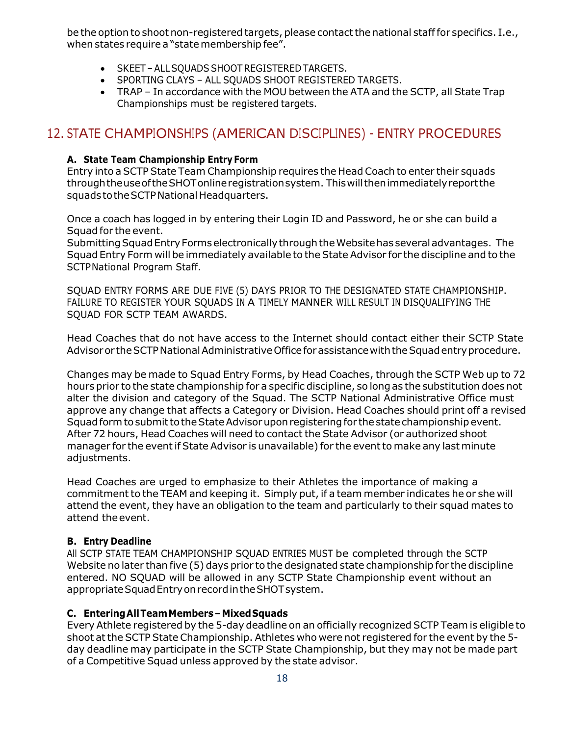be the option to shoot non-registered targets, please contact the national staff for specifics. I.e., when states require a "state membership fee".

- SKEET – ALL SQUADS SHOOT REGISTERED TARGETS.
- SPORTING CLAYS – ALL SQUADS SHOOT REGISTERED TARGETS.
- TRAP – In accordance with the MOU between the ATA and the SCTP, all State Trap Championships must be registered targets.

## 12. STATE CHAMPIONSHIPS (AMERICAN DISCIPLINES) - ENTRY PROCEDURES

### A. State Team Championship Entry Form

Entry into a SCTP State Team Championship requires the Head Coach to enter their squads through the use of the SHOT online registration system. This will then immediately report the squads to the SCTP National Headquarters.

Once a coach has logged in by entering their Login ID and Password, he or she can build a Squad for the event.
Submitting Squad Entry Forms electronically through the Website has several advantages. The Squad Entry Form will be immediately available to the State Advisor for the discipline and to the SCTP National Program Staff.

SQUAD ENTRY FORMS ARE DUE FIVE (5) DAYS PRIOR TO THE DESIGNATED STATE CHAMPIONSHIP. FAILURE TO REGISTER YOUR SQUADS IN A TIMELY MANNER WILL RESULT IN DISQUALIFYING THE SQUAD FOR SCTP TEAM AWARDS.

Head Coaches that do not have access to the Internet should contact either their SCTP State Advisor or the SCTP National Administrative Office for assistance with the Squad entry procedure.

Changes may be made to Squad Entry Forms, by Head Coaches, through the SCTP Web up to 72 hours prior to the state championship for a specific discipline, so long as the substitution does not alter the division and category of the Squad. The SCTP National Administrative Office must approve any change that affects a Category or Division. Head Coaches should print off a revised Squad form to submit to the State Advisor upon registering for the state championship event. After 72 hours, Head Coaches will need to contact the State Advisor (or authorized shoot manager for the event if State Advisor is unavailable) for the event to make any last minute adjustments.

Head Coaches are urged to emphasize to their Athletes the importance of making a commitment to the TEAM and keeping it. Simply put, if a team member indicates he or she will attend the event, they have an obligation to the team and particularly to their squad mates to attend the event.

### B. Entry Deadline

All SCTP STATE TEAM CHAMPIONSHIP SQUAD ENTRIES MUST be completed through the SCTP Website no later than five (5) days prior to the designated state championship for the discipline entered. NO SQUAD will be allowed in any SCTP State Championship event without an appropriate Squad Entry on record in the SHOT system.

### C. Entering All Team Members – Mixed Squads

Every Athlete registered by the 5-day deadline on an officially recognized SCTP Team is eligible to shoot at the SCTP State Championship. Athletes who were not registered for the event by the 5-day deadline may participate in the SCTP State Championship, but they may not be made part of a Competitive Squad unless approved by the state advisor.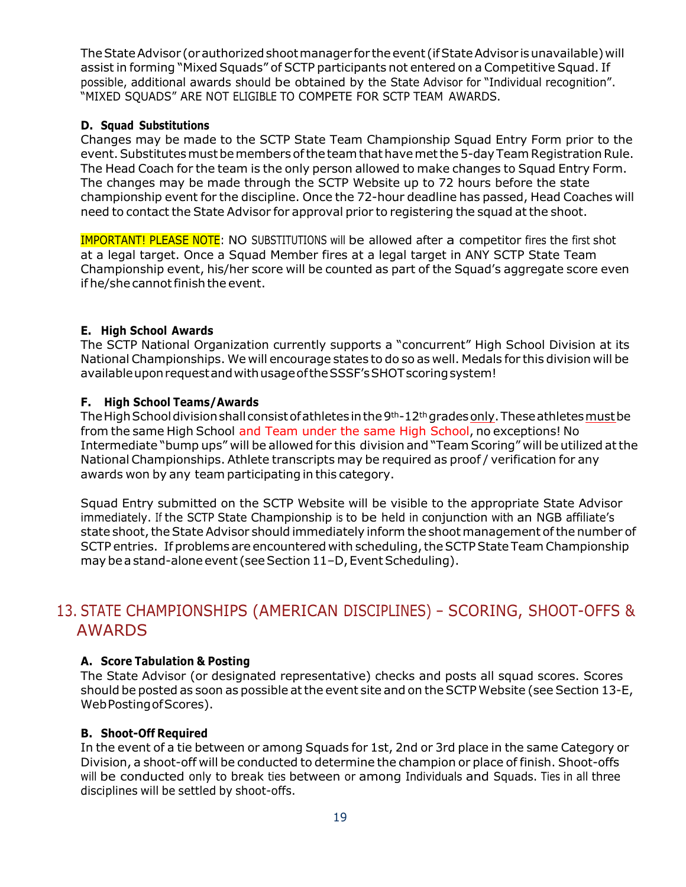The State Advisor (or authorized shoot manager for the event (if State Advisor is unavailable) will assist in forming "Mixed Squads" of SCTP participants not entered on a Competitive Squad. If possible, additional awards should be obtained by the State Advisor for "Individual recognition". "MIXED SQUADS" ARE NOT ELIGIBLE TO COMPETE FOR SCTP TEAM AWARDS.

**D. Squad Substitutions**

Changes may be made to the SCTP State Team Championship Squad Entry Form prior to the event. Substitutes must be members of the team that have met the 5-day Team Registration Rule. The Head Coach for the team is the only person allowed to make changes to Squad Entry Form. The changes may be made through the SCTP Website up to 72 hours before the state championship event for the discipline. Once the 72-hour deadline has passed, Head Coaches will need to contact the State Advisor for approval prior to registering the squad at the shoot.

IMPORTANT! PLEASE NOTE: NO SUBSTITUTIONS will be allowed after a competitor fires the first shot at a legal target. Once a Squad Member fires at a legal target in ANY SCTP State Team Championship event, his/her score will be counted as part of the Squad's aggregate score even if he/she cannot finish the event.

**E. High School Awards**

The SCTP National Organization currently supports a "concurrent" High School Division at its National Championships. We will encourage states to do so as well. Medals for this division will be available upon request and with usage of the SSSF's SHOT scoring system!

**F. High School Teams/Awards**

The High School division shall consist of athletes in the 9th-12th grades only. These athletes must be from the same High School and Team under the same High School, no exceptions! No Intermediate "bump ups" will be allowed for this division and "Team Scoring" will be utilized at the National Championships. Athlete transcripts may be required as proof / verification for any awards won by any team participating in this category.

Squad Entry submitted on the SCTP Website will be visible to the appropriate State Advisor immediately. If the SCTP State Championship is to be held in conjunction with an NGB affiliate's state shoot, the State Advisor should immediately inform the shoot management of the number of SCTP entries. If problems are encountered with scheduling, the SCTP State Team Championship may be a stand-alone event (see Section 11–D, Event Scheduling).

## 13. STATE CHAMPIONSHIPS (AMERICAN DISCIPLINES) – SCORING, SHOOT-OFFS & AWARDS

**A. Score Tabulation & Posting**

The State Advisor (or designated representative) checks and posts all squad scores. Scores should be posted as soon as possible at the event site and on the SCTP Website (see Section 13-E, Web Posting of Scores).

**B. Shoot-Off Required**

In the event of a tie between or among Squads for 1st, 2nd or 3rd place in the same Category or Division, a shoot-off will be conducted to determine the champion or place of finish. Shoot-offs will be conducted only to break ties between or among Individuals and Squads. Ties in all three disciplines will be settled by shoot-offs.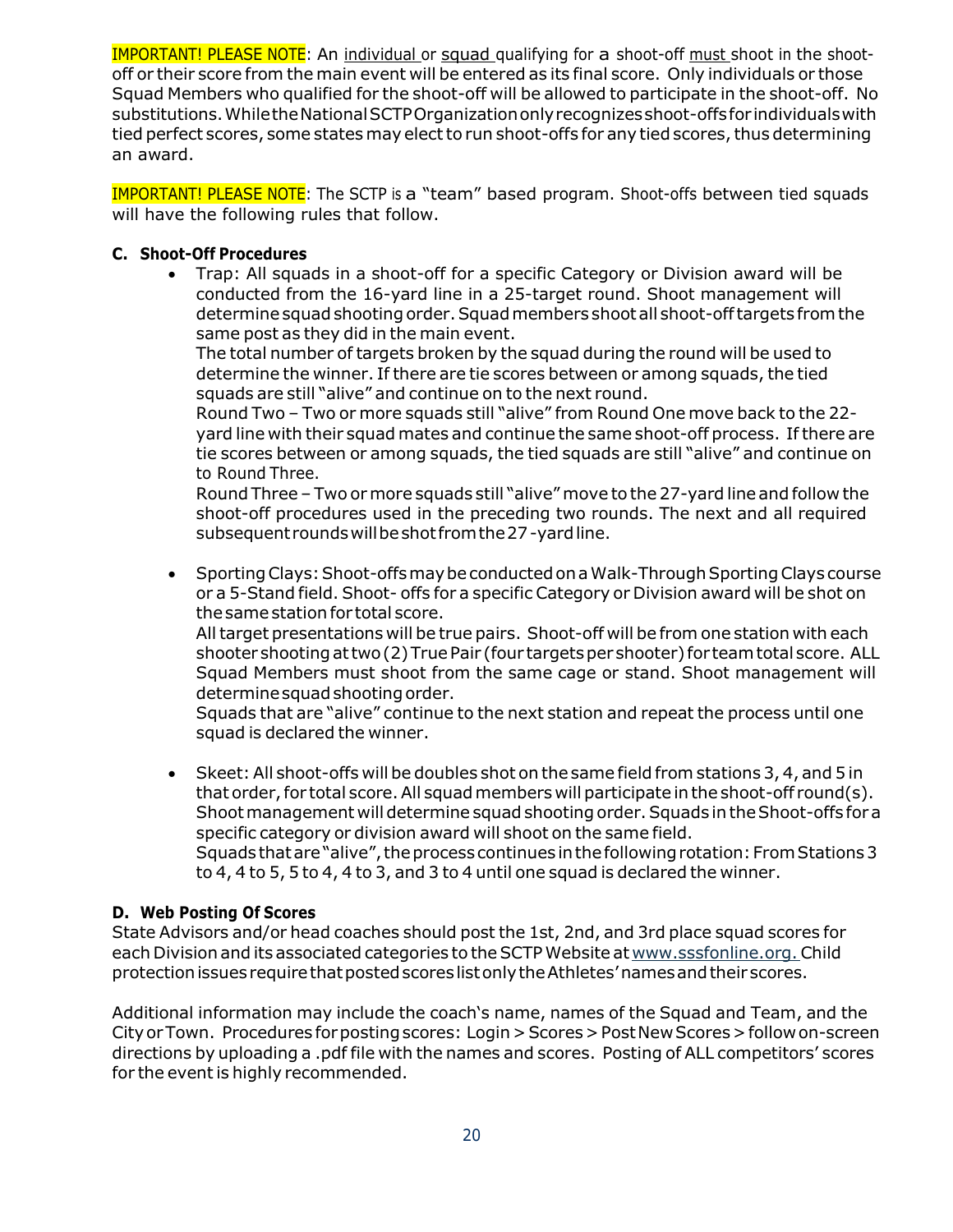**IMPORTANT! PLEASE NOTE**: An individual or squad qualifying for a shoot-off must shoot in the shoot-off or their score from the main event will be entered as its final score. Only individuals or those Squad Members who qualified for the shoot-off will be allowed to participate in the shoot-off. No substitutions. While the National SCTP Organization only recognizes shoot-offs for individuals with tied perfect scores, some states may elect to run shoot-offs for any tied scores, thus determining an award.

**IMPORTANT! PLEASE NOTE**: The SCTP is a "team" based program. Shoot-offs between tied squads will have the following rules that follow.

**C. Shoot-Off Procedures**

- Trap: All squads in a shoot-off for a specific Category or Division award will be conducted from the 16-yard line in a 25-target round. Shoot management will determine squad shooting order. Squad members shoot all shoot-off targets from the same post as they did in the main event.
  The total number of targets broken by the squad during the round will be used to determine the winner. If there are tie scores between or among squads, the tied squads are still "alive" and continue on to the next round.
  Round Two – Two or more squads still "alive" from Round One move back to the 22-yard line with their squad mates and continue the same shoot-off process. If there are tie scores between or among squads, the tied squads are still "alive" and continue on to Round Three.
  Round Three – Two or more squads still "alive" move to the 27-yard line and follow the shoot-off procedures used in the preceding two rounds. The next and all required subsequent rounds will be shot from the 27-yard line.

- Sporting Clays: Shoot-offs may be conducted on a Walk-Through Sporting Clays course or a 5-Stand field. Shoot- offs for a specific Category or Division award will be shot on the same station for total score.
  All target presentations will be true pairs. Shoot-off will be from one station with each shooter shooting at two (2) True Pair (four targets per shooter) for team total score. ALL Squad Members must shoot from the same cage or stand. Shoot management will determine squad shooting order.
  Squads that are "alive" continue to the next station and repeat the process until one squad is declared the winner.

- Skeet: All shoot-offs will be doubles shot on the same field from stations 3, 4, and 5 in that order, for total score. All squad members will participate in the shoot-off round(s). Shoot management will determine squad shooting order. Squads in the Shoot-offs for a specific category or division award will shoot on the same field.
  Squads that are "alive", the process continues in the following rotation: From Stations 3 to 4, 4 to 5, 5 to 4, 4 to 3, and 3 to 4 until one squad is declared the winner.

**D. Web Posting Of Scores**

State Advisors and/or head coaches should post the 1st, 2nd, and 3rd place squad scores for each Division and its associated categories to the SCTP Website at www.sssfonline.org. Child protection issues require that posted scores list only the Athletes' names and their scores.

Additional information may include the coach's name, names of the Squad and Team, and the City or Town. Procedures for posting scores: Login > Scores > Post New Scores > follow on-screen directions by uploading a .pdf file with the names and scores. Posting of ALL competitors' scores for the event is highly recommended.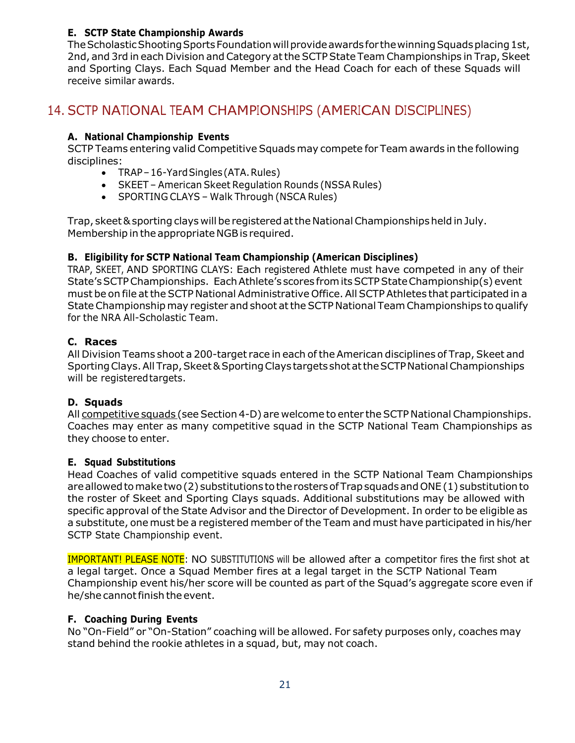### E. SCTP State Championship Awards

The Scholastic Shooting Sports Foundation will provide awards for the winning Squads placing 1st, 2nd, and 3rd in each Division and Category at the SCTP State Team Championships in Trap, Skeet and Sporting Clays. Each Squad Member and the Head Coach for each of these Squads will receive similar awards.

## 14. SCTP NATIONAL TEAM CHAMPIONSHIPS (AMERICAN DISCIPLINES)

### A. National Championship Events

SCTP Teams entering valid Competitive Squads may compete for Team awards in the following disciplines:

- TRAP – 16-Yard Singles (ATA. Rules)
- SKEET – American Skeet Regulation Rounds (NSSA Rules)
- SPORTING CLAYS – Walk Through (NSCA Rules)

Trap, skeet & sporting clays will be registered at the National Championships held in July. Membership in the appropriate NGB is required.

### B. Eligibility for SCTP National Team Championship (American Disciplines)

TRAP, SKEET, AND SPORTING CLAYS: Each registered Athlete must have competed in any of their State's SCTP Championships. Each Athlete's scores from its SCTP State Championship(s) event must be on file at the SCTP National Administrative Office. All SCTP Athletes that participated in a State Championship may register and shoot at the SCTP National Team Championships to qualify for the NRA All-Scholastic Team.

### C. Races

All Division Teams shoot a 200-target race in each of the American disciplines of Trap, Skeet and Sporting Clays. All Trap, Skeet & Sporting Clays targets shot at the SCTP National Championships will be registered targets.

### D. Squads

All competitive squads (see Section 4-D) are welcome to enter the SCTP National Championships. Coaches may enter as many competitive squad in the SCTP National Team Championships as they choose to enter.

### E. Squad Substitutions

Head Coaches of valid competitive squads entered in the SCTP National Team Championships are allowed to make two (2) substitutions to the rosters of Trap squads and ONE (1) substitution to the roster of Skeet and Sporting Clays squads. Additional substitutions may be allowed with specific approval of the State Advisor and the Director of Development. In order to be eligible as a substitute, one must be a registered member of the Team and must have participated in his/her SCTP State Championship event.

IMPORTANT! PLEASE NOTE: NO SUBSTITUTIONS will be allowed after a competitor fires the first shot at a legal target. Once a Squad Member fires at a legal target in the SCTP National Team Championship event his/her score will be counted as part of the Squad's aggregate score even if he/she cannot finish the event.

### F. Coaching During Events

No "On-Field" or "On-Station" coaching will be allowed. For safety purposes only, coaches may stand behind the rookie athletes in a squad, but, may not coach.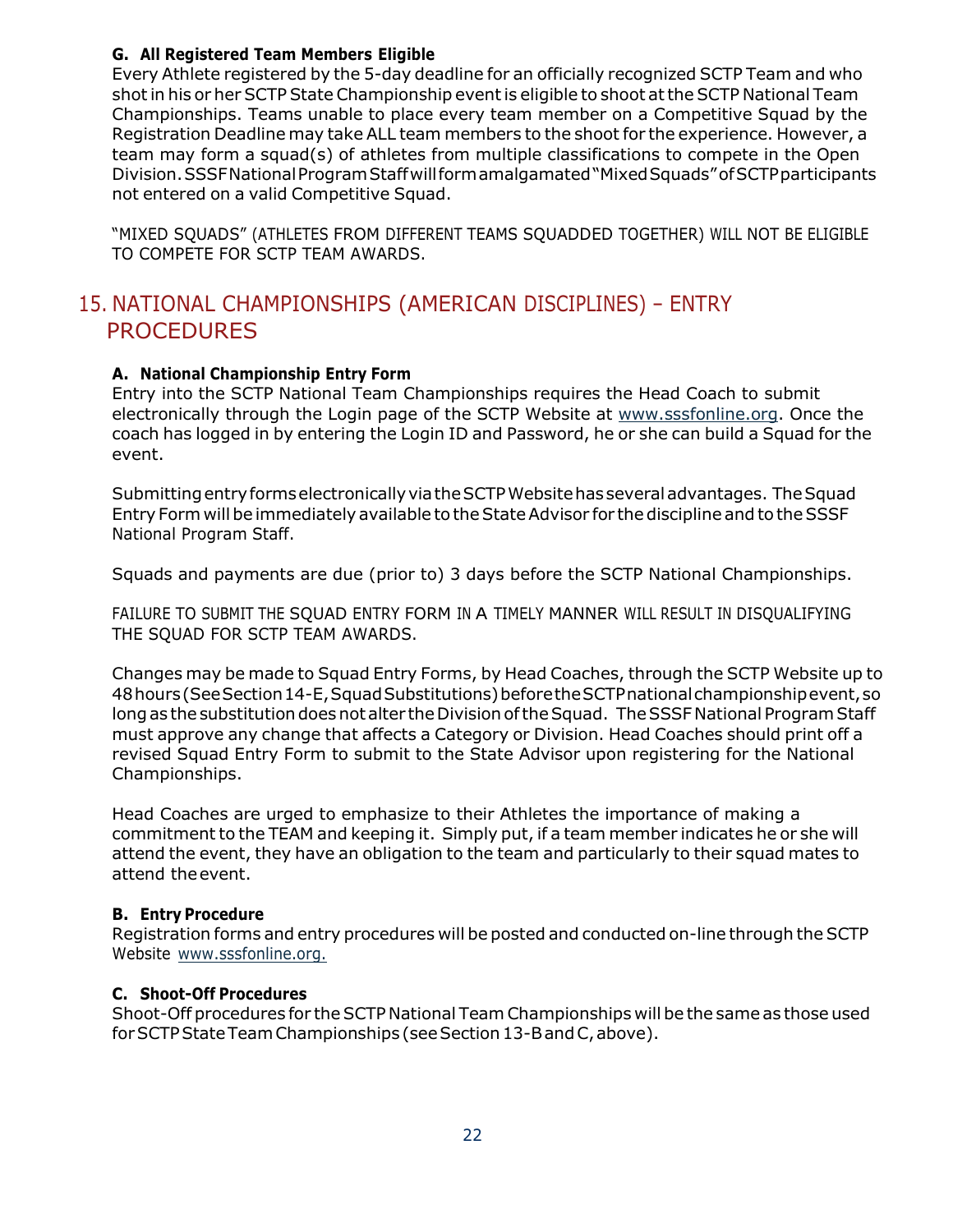### G. All Registered Team Members Eligible

Every Athlete registered by the 5-day deadline for an officially recognized SCTP Team and who shot in his or her SCTP State Championship event is eligible to shoot at the SCTP National Team Championships. Teams unable to place every team member on a Competitive Squad by the Registration Deadline may take ALL team members to the shoot for the experience. However, a team may form a squad(s) of athletes from multiple classifications to compete in the Open Division. SSSF National Program Staff will form amalgamated "Mixed Squads" of SCTP participants not entered on a valid Competitive Squad.

"MIXED SQUADS" (ATHLETES FROM DIFFERENT TEAMS SQUADDED TOGETHER) WILL NOT BE ELIGIBLE TO COMPETE FOR SCTP TEAM AWARDS.

## 15. NATIONAL CHAMPIONSHIPS (AMERICAN DISCIPLINES) – ENTRY PROCEDURES

### A. National Championship Entry Form

Entry into the SCTP National Team Championships requires the Head Coach to submit electronically through the Login page of the SCTP Website at www.sssfonline.org. Once the coach has logged in by entering the Login ID and Password, he or she can build a Squad for the event.

Submitting entry forms electronically via the SCTP Website has several advantages. The Squad Entry Form will be immediately available to the State Advisor for the discipline and to the SSSF National Program Staff.

Squads and payments are due (prior to) 3 days before the SCTP National Championships.

FAILURE TO SUBMIT THE SQUAD ENTRY FORM IN A TIMELY MANNER WILL RESULT IN DISQUALIFYING THE SQUAD FOR SCTP TEAM AWARDS.

Changes may be made to Squad Entry Forms, by Head Coaches, through the SCTP Website up to 48 hours (See Section 14-E, Squad Substitutions) before the SCTP national championship event, so long as the substitution does not alter the Division of the Squad. The SSSF National Program Staff must approve any change that affects a Category or Division. Head Coaches should print off a revised Squad Entry Form to submit to the State Advisor upon registering for the National Championships.

Head Coaches are urged to emphasize to their Athletes the importance of making a commitment to the TEAM and keeping it. Simply put, if a team member indicates he or she will attend the event, they have an obligation to the team and particularly to their squad mates to attend the event.

### B. Entry Procedure

Registration forms and entry procedures will be posted and conducted on-line through the SCTP Website www.sssfonline.org.

### C. Shoot-Off Procedures

Shoot-Off procedures for the SCTP National Team Championships will be the same as those used for SCTP State Team Championships (see Section 13-B and C, above).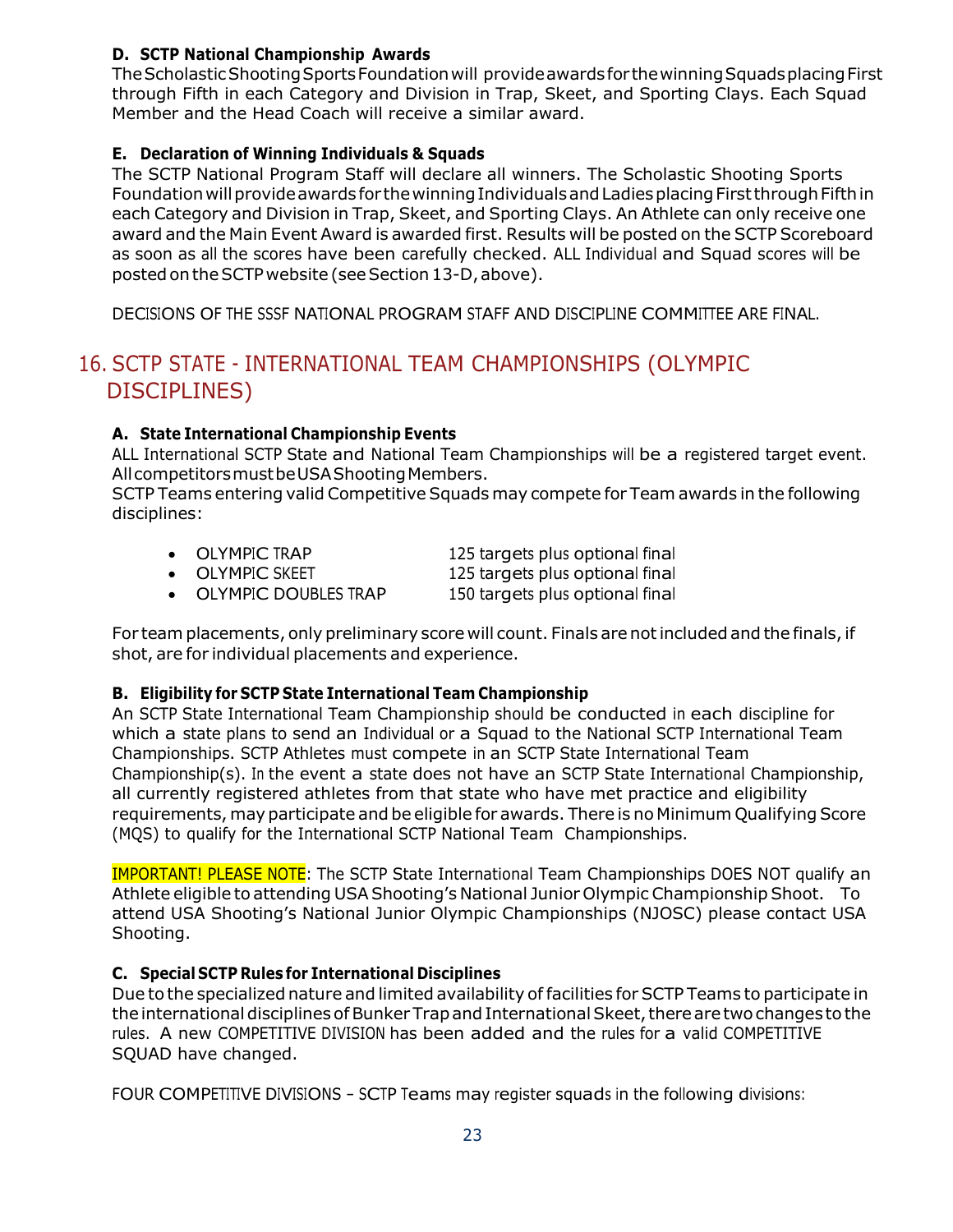**D. SCTP National Championship Awards**

The Scholastic Shooting Sports Foundation will provide awards for the winning Squads placing First through Fifth in each Category and Division in Trap, Skeet, and Sporting Clays. Each Squad Member and the Head Coach will receive a similar award.

**E. Declaration of Winning Individuals & Squads**

The SCTP National Program Staff will declare all winners. The Scholastic Shooting Sports Foundation will provide awards for the winning Individuals and Ladies placing First through Fifth in each Category and Division in Trap, Skeet, and Sporting Clays. An Athlete can only receive one award and the Main Event Award is awarded first. Results will be posted on the SCTP Scoreboard as soon as all the scores have been carefully checked. ALL Individual and Squad scores will be posted on the SCTP website (see Section 13-D, above).

DECISIONS OF THE SSSF NATIONAL PROGRAM STAFF AND DISCIPLINE COMMITTEE ARE FINAL.

## 16. SCTP STATE - INTERNATIONAL TEAM CHAMPIONSHIPS (OLYMPIC DISCIPLINES)

**A. State International Championship Events**

ALL International SCTP State and National Team Championships will be a registered target event. All competitors must be USA Shooting Members.

SCTP Teams entering valid Competitive Squads may compete for Team awards in the following disciplines:

- OLYMPIC TRAP — 125 targets plus optional final
- OLYMPIC SKEET — 125 targets plus optional final
- OLYMPIC DOUBLES TRAP — 150 targets plus optional final

For team placements, only preliminary score will count. Finals are not included and the finals, if shot, are for individual placements and experience.

**B. Eligibility for SCTP State International Team Championship**

An SCTP State International Team Championship should be conducted in each discipline for which a state plans to send an Individual or a Squad to the National SCTP International Team Championships. SCTP Athletes must compete in an SCTP State International Team Championship(s). In the event a state does not have an SCTP State International Championship, all currently registered athletes from that state who have met practice and eligibility requirements, may participate and be eligible for awards. There is no Minimum Qualifying Score (MQS) to qualify for the International SCTP National Team Championships.

IMPORTANT! PLEASE NOTE: The SCTP State International Team Championships DOES NOT qualify an Athlete eligible to attending USA Shooting's National Junior Olympic Championship Shoot. To attend USA Shooting's National Junior Olympic Championships (NJOSC) please contact USA Shooting.

**C. Special SCTP Rules for International Disciplines**

Due to the specialized nature and limited availability of facilities for SCTP Teams to participate in the international disciplines of Bunker Trap and International Skeet, there are two changes to the rules. A new COMPETITIVE DIVISION has been added and the rules for a valid COMPETITIVE SQUAD have changed.

FOUR COMPETITIVE DIVISIONS – SCTP Teams may register squads in the following divisions: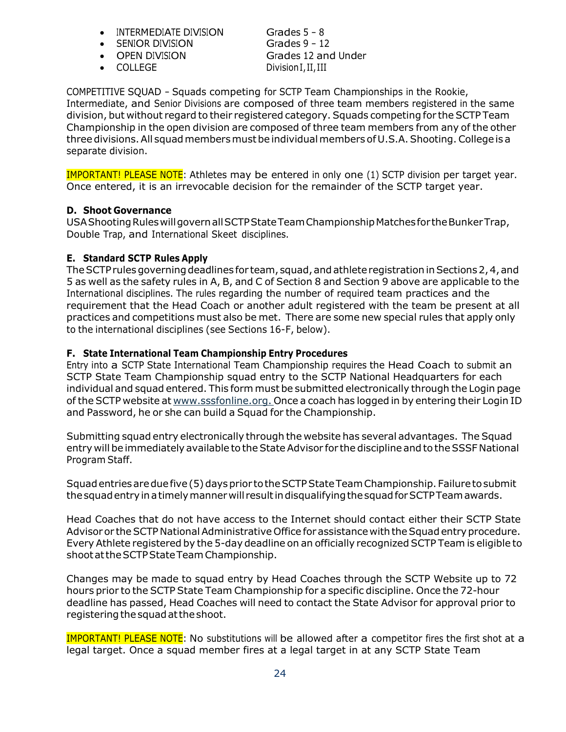- INTERMEDIATE DIVISION Grades 5 – 8
- SENIOR DIVISION Grades 9 – 12
- OPEN DIVISION Grades 12 and Under
- COLLEGE Division I, II, III

COMPETITIVE SQUAD – Squads competing for SCTP Team Championships in the Rookie, Intermediate, and Senior Divisions are composed of three team members registered in the same division, but without regard to their registered category. Squads competing for the SCTP Team Championship in the open division are composed of three team members from any of the other three divisions. All squad members must be individual members of U.S.A. Shooting. College is a separate division.

IMPORTANT! PLEASE NOTE: Athletes may be entered in only one (1) SCTP division per target year. Once entered, it is an irrevocable decision for the remainder of the SCTP target year.

### D. Shoot Governance

USA Shooting Rules will govern all SCTP State Team Championship Matches for the Bunker Trap, Double Trap, and International Skeet disciplines.

### E. Standard SCTP Rules Apply

The SCTP rules governing deadlines for team, squad, and athlete registration in Sections 2, 4, and 5 as well as the safety rules in A, B, and C of Section 8 and Section 9 above are applicable to the International disciplines. The rules regarding the number of required team practices and the requirement that the Head Coach or another adult registered with the team be present at all practices and competitions must also be met. There are some new special rules that apply only to the international disciplines (see Sections 16-F, below).

### F. State International Team Championship Entry Procedures

Entry into a SCTP State International Team Championship requires the Head Coach to submit an SCTP State Team Championship squad entry to the SCTP National Headquarters for each individual and squad entered. This form must be submitted electronically through the Login page of the SCTP website at www.sssfonline.org. Once a coach has logged in by entering their Login ID and Password, he or she can build a Squad for the Championship.

Submitting squad entry electronically through the website has several advantages. The Squad entry will be immediately available to the State Advisor for the discipline and to the SSSF National Program Staff.

Squad entries are due five (5) days prior to the SCTP State Team Championship. Failure to submit the squad entry in a timely manner will result in disqualifying the squad for SCTP Team awards.

Head Coaches that do not have access to the Internet should contact either their SCTP State Advisor or the SCTP National Administrative Office for assistance with the Squad entry procedure. Every Athlete registered by the 5-day deadline on an officially recognized SCTP Team is eligible to shoot at the SCTP State Team Championship.

Changes may be made to squad entry by Head Coaches through the SCTP Website up to 72 hours prior to the SCTP State Team Championship for a specific discipline. Once the 72-hour deadline has passed, Head Coaches will need to contact the State Advisor for approval prior to registering the squad at the shoot.

IMPORTANT! PLEASE NOTE: No substitutions will be allowed after a competitor fires the first shot at a legal target. Once a squad member fires at a legal target in at any SCTP State Team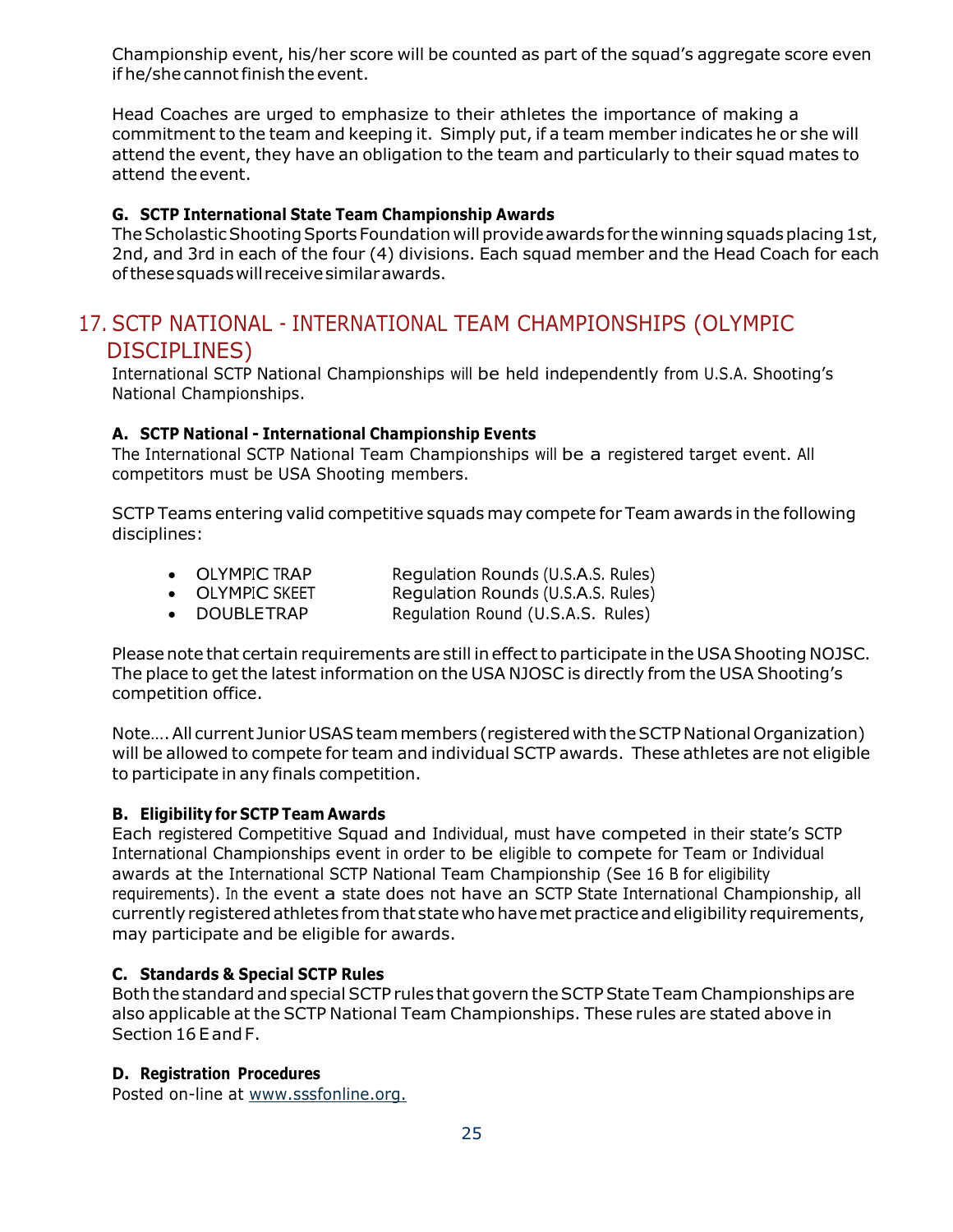Championship event, his/her score will be counted as part of the squad's aggregate score even if he/she cannot finish the event.

Head Coaches are urged to emphasize to their athletes the importance of making a commitment to the team and keeping it. Simply put, if a team member indicates he or she will attend the event, they have an obligation to the team and particularly to their squad mates to attend the event.

**G. SCTP International State Team Championship Awards**

The Scholastic Shooting Sports Foundation will provide awards for the winning squads placing 1st, 2nd, and 3rd in each of the four (4) divisions. Each squad member and the Head Coach for each of these squads will receive similar awards.

## 17. SCTP NATIONAL - INTERNATIONAL TEAM CHAMPIONSHIPS (OLYMPIC DISCIPLINES)

International SCTP National Championships will be held independently from U.S.A. Shooting's National Championships.

**A. SCTP National - International Championship Events**

The International SCTP National Team Championships will be a registered target event. All competitors must be USA Shooting members.

SCTP Teams entering valid competitive squads may compete for Team awards in the following disciplines:

- OLYMPIC TRAP — Regulation Rounds (U.S.A.S. Rules)
- OLYMPIC SKEET — Regulation Rounds (U.S.A.S. Rules)
- DOUBLETRAP — Regulation Round (U.S.A.S. Rules)

Please note that certain requirements are still in effect to participate in the USA Shooting NOJSC. The place to get the latest information on the USA NJOSC is directly from the USA Shooting's competition office.

Note…. All current Junior USAS team members (registered with the SCTP National Organization) will be allowed to compete for team and individual SCTP awards. These athletes are not eligible to participate in any finals competition.

**B. Eligibility for SCTP Team Awards**

Each registered Competitive Squad and Individual, must have competed in their state's SCTP International Championships event in order to be eligible to compete for Team or Individual awards at the International SCTP National Team Championship (See 16 B for eligibility requirements). In the event a state does not have an SCTP State International Championship, all currently registered athletes from that state who have met practice and eligibility requirements, may participate and be eligible for awards.

**C. Standards & Special SCTP Rules**

Both the standard and special SCTP rules that govern the SCTP State Team Championships are also applicable at the SCTP National Team Championships. These rules are stated above in Section 16 E and F.

**D. Registration Procedures**

Posted on-line at www.sssfonline.org.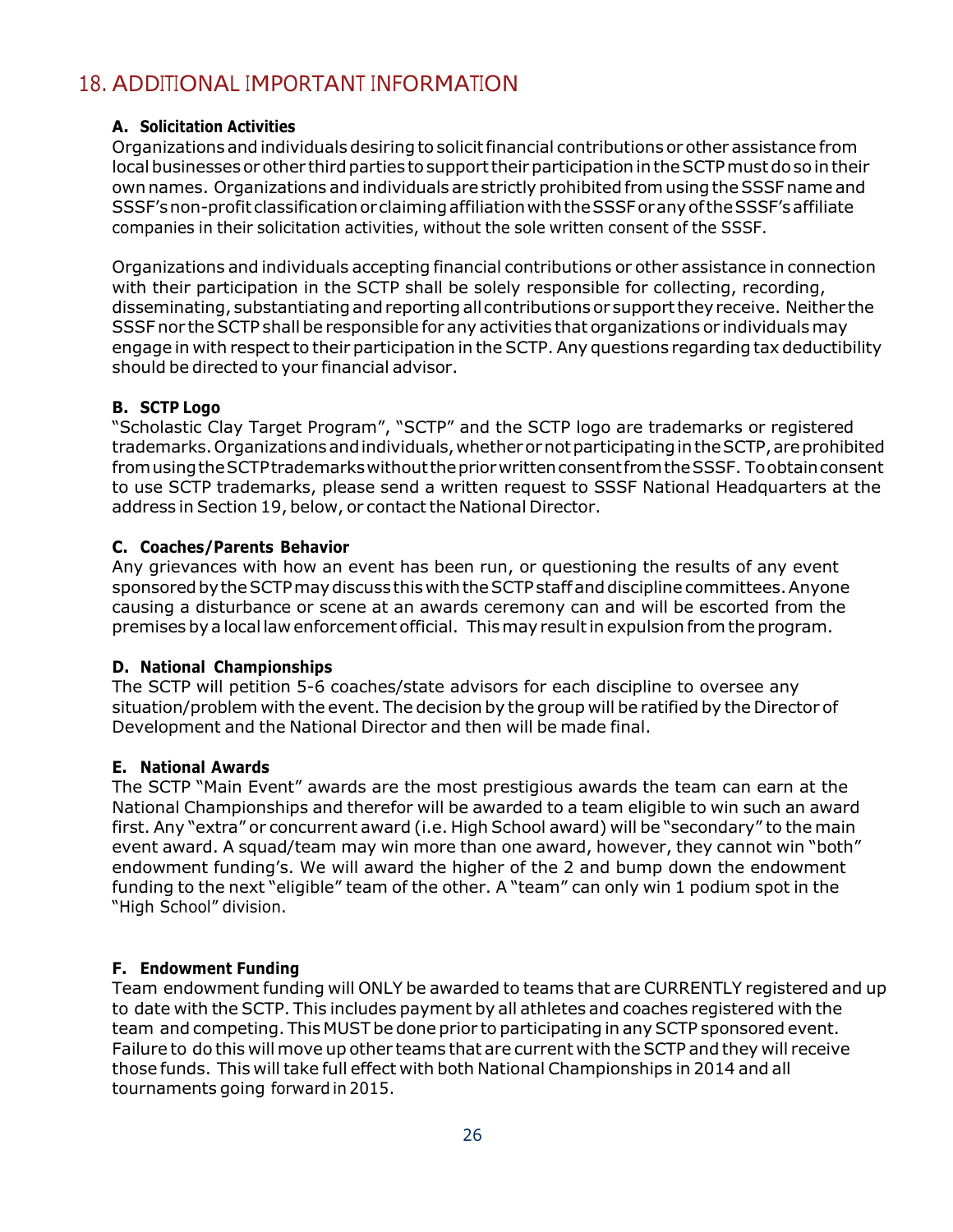## 18. ADDITIONAL IMPORTANT INFORMATION

### A. Solicitation Activities

Organizations and individuals desiring to solicit financial contributions or other assistance from local businesses or other third parties to support their participation in the SCTP must do so in their own names. Organizations and individuals are strictly prohibited from using the SSSF name and SSSF's non-profit classification or claiming affiliation with the SSSF or any of the SSSF's affiliate companies in their solicitation activities, without the sole written consent of the SSSF.

Organizations and individuals accepting financial contributions or other assistance in connection with their participation in the SCTP shall be solely responsible for collecting, recording, disseminating, substantiating and reporting all contributions or support they receive. Neither the SSSF nor the SCTP shall be responsible for any activities that organizations or individuals may engage in with respect to their participation in the SCTP. Any questions regarding tax deductibility should be directed to your financial advisor.

### B. SCTP Logo

"Scholastic Clay Target Program", "SCTP" and the SCTP logo are trademarks or registered trademarks. Organizations and individuals, whether or not participating in the SCTP, are prohibited from using the SCTP trademarks without the prior written consent from the SSSF. To obtain consent to use SCTP trademarks, please send a written request to SSSF National Headquarters at the address in Section 19, below, or contact the National Director.

### C. Coaches/Parents Behavior

Any grievances with how an event has been run, or questioning the results of any event sponsored by the SCTP may discuss this with the SCTP staff and discipline committees. Anyone causing a disturbance or scene at an awards ceremony can and will be escorted from the premises by a local law enforcement official. This may result in expulsion from the program.

### D. National Championships

The SCTP will petition 5-6 coaches/state advisors for each discipline to oversee any situation/problem with the event. The decision by the group will be ratified by the Director of Development and the National Director and then will be made final.

### E. National Awards

The SCTP "Main Event" awards are the most prestigious awards the team can earn at the National Championships and therefor will be awarded to a team eligible to win such an award first. Any "extra" or concurrent award (i.e. High School award) will be "secondary" to the main event award. A squad/team may win more than one award, however, they cannot win "both" endowment funding's. We will award the higher of the 2 and bump down the endowment funding to the next "eligible" team of the other. A "team" can only win 1 podium spot in the "High School" division.

### F. Endowment Funding

Team endowment funding will ONLY be awarded to teams that are CURRENTLY registered and up to date with the SCTP. This includes payment by all athletes and coaches registered with the team and competing. This MUST be done prior to participating in any SCTP sponsored event. Failure to do this will move up other teams that are current with the SCTP and they will receive those funds. This will take full effect with both National Championships in 2014 and all tournaments going forward in 2015.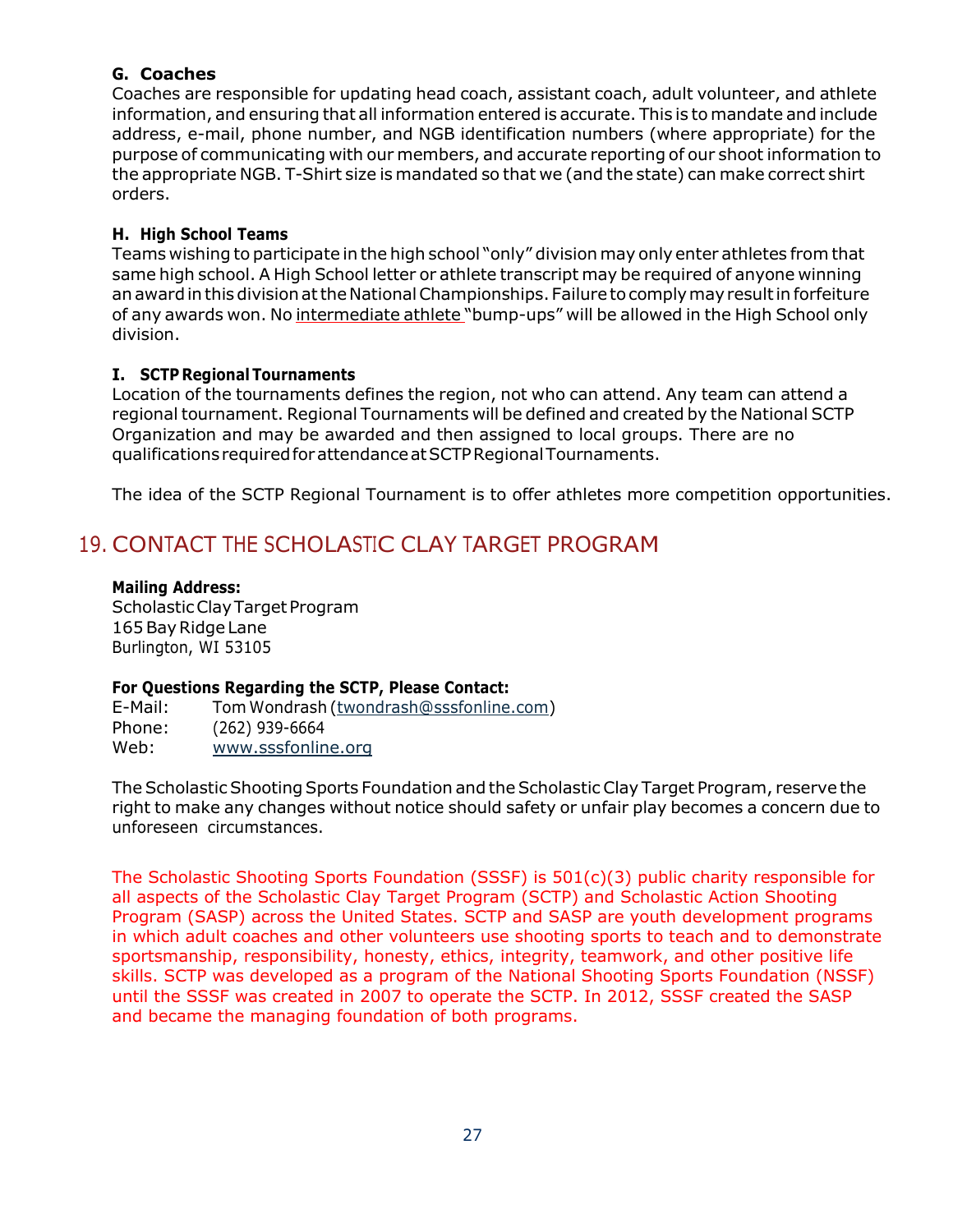### G. Coaches

Coaches are responsible for updating head coach, assistant coach, adult volunteer, and athlete information, and ensuring that all information entered is accurate. This is to mandate and include address, e-mail, phone number, and NGB identification numbers (where appropriate) for the purpose of communicating with our members, and accurate reporting of our shoot information to the appropriate NGB. T-Shirt size is mandated so that we (and the state) can make correct shirt orders.

### H. High School Teams

Teams wishing to participate in the high school "only" division may only enter athletes from that same high school. A High School letter or athlete transcript may be required of anyone winning an award in this division at the National Championships. Failure to comply may result in forfeiture of any awards won. No intermediate athlete "bump-ups" will be allowed in the High School only division.

### I. SCTP Regional Tournaments

Location of the tournaments defines the region, not who can attend. Any team can attend a regional tournament. Regional Tournaments will be defined and created by the National SCTP Organization and may be awarded and then assigned to local groups. There are no qualifications required for attendance at SCTP Regional Tournaments.

The idea of the SCTP Regional Tournament is to offer athletes more competition opportunities.

## 19. CONTACT THE SCHOLASTIC CLAY TARGET PROGRAM

**Mailing Address:**
Scholastic Clay Target Program
165 Bay Ridge Lane
Burlington, WI 53105

**For Questions Regarding the SCTP, Please Contact:**
E-Mail: Tom Wondrash (twondrash@sssfonline.com)
Phone: (262) 939-6664
Web: www.sssfonline.org

The Scholastic Shooting Sports Foundation and the Scholastic Clay Target Program, reserve the right to make any changes without notice should safety or unfair play becomes a concern due to unforeseen circumstances.

The Scholastic Shooting Sports Foundation (SSSF) is 501(c)(3) public charity responsible for all aspects of the Scholastic Clay Target Program (SCTP) and Scholastic Action Shooting Program (SASP) across the United States. SCTP and SASP are youth development programs in which adult coaches and other volunteers use shooting sports to teach and to demonstrate sportsmanship, responsibility, honesty, ethics, integrity, teamwork, and other positive life skills. SCTP was developed as a program of the National Shooting Sports Foundation (NSSF) until the SSSF was created in 2007 to operate the SCTP. In 2012, SSSF created the SASP and became the managing foundation of both programs.